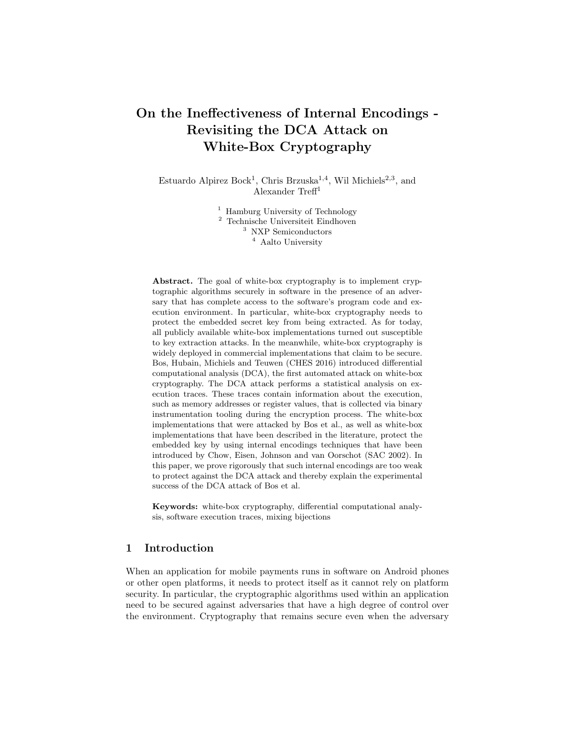# On the Ineffectiveness of Internal Encodings - Revisiting the DCA Attack on White-Box Cryptography

Estuardo Alpirez Bock[1], Chris Brzuska[1,4], Wil Michiels[2,3], and Alexander Treff[1]

[1] Hamburg University of Technology
[2] Technische Universiteit Eindhoven
[3] NXP Semiconductors
[4] Aalto University

**Abstract.** The goal of white-box cryptography is to implement cryptographic algorithms securely in software in the presence of an adversary that has complete access to the software's program code and execution environment. In particular, white-box cryptography needs to protect the embedded secret key from being extracted. As for today, all publicly available white-box implementations turned out susceptible to key extraction attacks. In the meanwhile, white-box cryptography is widely deployed in commercial implementations that claim to be secure. Bos, Hubain, Michiels and Teuwen (CHES 2016) introduced differential computational analysis (DCA), the first automated attack on white-box cryptography. The DCA attack performs a statistical analysis on execution traces. These traces contain information about the execution, such as memory addresses or register values, that is collected via binary instrumentation tooling during the encryption process. The white-box implementations that were attacked by Bos et al., as well as white-box implementations that have been described in the literature, protect the embedded key by using internal encodings techniques that have been introduced by Chow, Eisen, Johnson and van Oorschot (SAC 2002). In this paper, we prove rigorously that such internal encodings are too weak to protect against the DCA attack and thereby explain the experimental success of the DCA attack of Bos et al.

**Keywords:** white-box cryptography, differential computational analysis, software execution traces, mixing bijections

## 1 Introduction

When an application for mobile payments runs in software on Android phones or other open platforms, it needs to protect itself as it cannot rely on platform security. In particular, the cryptographic algorithms used within an application need to be secured against adversaries that have a high degree of control over the environment. Cryptography that remains secure even when the adversary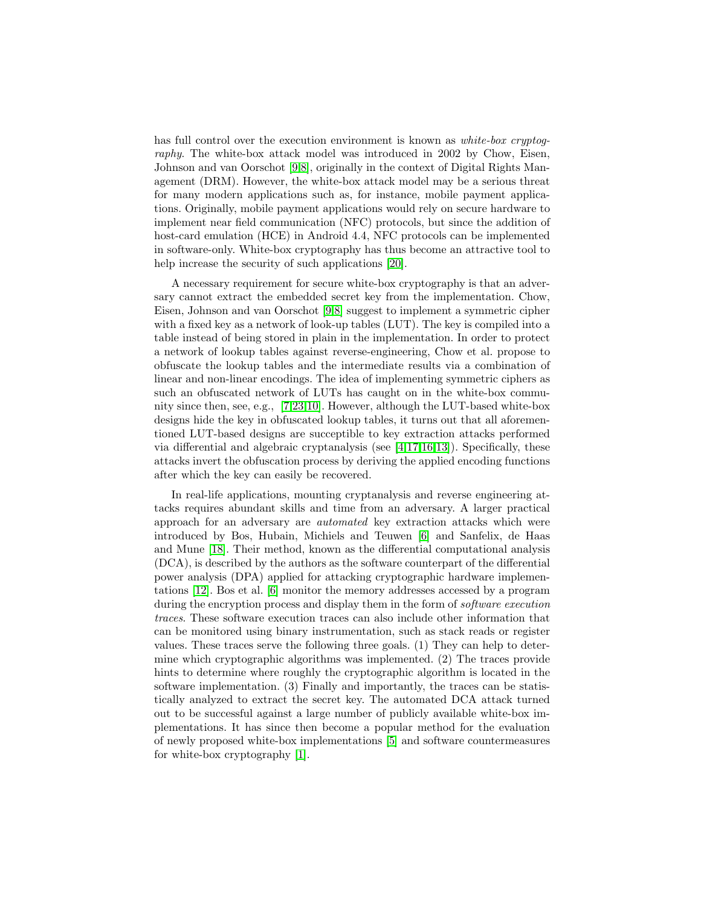has full control over the execution environment is known as *white-box cryptography*. The white-box attack model was introduced in 2002 by Chow, Eisen, Johnson and van Oorschot [9,8], originally in the context of Digital Rights Management (DRM). However, the white-box attack model may be a serious threat for many modern applications such as, for instance, mobile payment applications. Originally, mobile payment applications would rely on secure hardware to implement near field communication (NFC) protocols, but since the addition of host-card emulation (HCE) in Android 4.4, NFC protocols can be implemented in software-only. White-box cryptography has thus become an attractive tool to help increase the security of such applications [20].

A necessary requirement for secure white-box cryptography is that an adversary cannot extract the embedded secret key from the implementation. Chow, Eisen, Johnson and van Oorschot [9,8] suggest to implement a symmetric cipher with a fixed key as a network of look-up tables (LUT). The key is compiled into a table instead of being stored in plain in the implementation. In order to protect a network of lookup tables against reverse-engineering, Chow et al. propose to obfuscate the lookup tables and the intermediate results via a combination of linear and non-linear encodings. The idea of implementing symmetric ciphers as such an obfuscated network of LUTs has caught on in the white-box community since then, see, e.g., [7,23,10]. However, although the LUT-based white-box designs hide the key in obfuscated lookup tables, it turns out that all aforementioned LUT-based designs are succeptible to key extraction attacks performed via differential and algebraic cryptanalysis (see [4,17,16,13]). Specifically, these attacks invert the obfuscation process by deriving the applied encoding functions after which the key can easily be recovered.

In real-life applications, mounting cryptanalysis and reverse engineering attacks requires abundant skills and time from an adversary. A larger practical approach for an adversary are *automated* key extraction attacks which were introduced by Bos, Hubain, Michiels and Teuwen [6] and Sanfelix, de Haas and Mune [18]. Their method, known as the differential computational analysis (DCA), is described by the authors as the software counterpart of the differential power analysis (DPA) applied for attacking cryptographic hardware implementations [12]. Bos et al. [6] monitor the memory addresses accessed by a program during the encryption process and display them in the form of *software execution traces*. These software execution traces can also include other information that can be monitored using binary instrumentation, such as stack reads or register values. These traces serve the following three goals. (1) They can help to determine which cryptographic algorithms was implemented. (2) The traces provide hints to determine where roughly the cryptographic algorithm is located in the software implementation. (3) Finally and importantly, the traces can be statistically analyzed to extract the secret key. The automated DCA attack turned out to be successful against a large number of publicly available white-box implementations. It has since then become a popular method for the evaluation of newly proposed white-box implementations [5] and software countermeasures for white-box cryptography [1].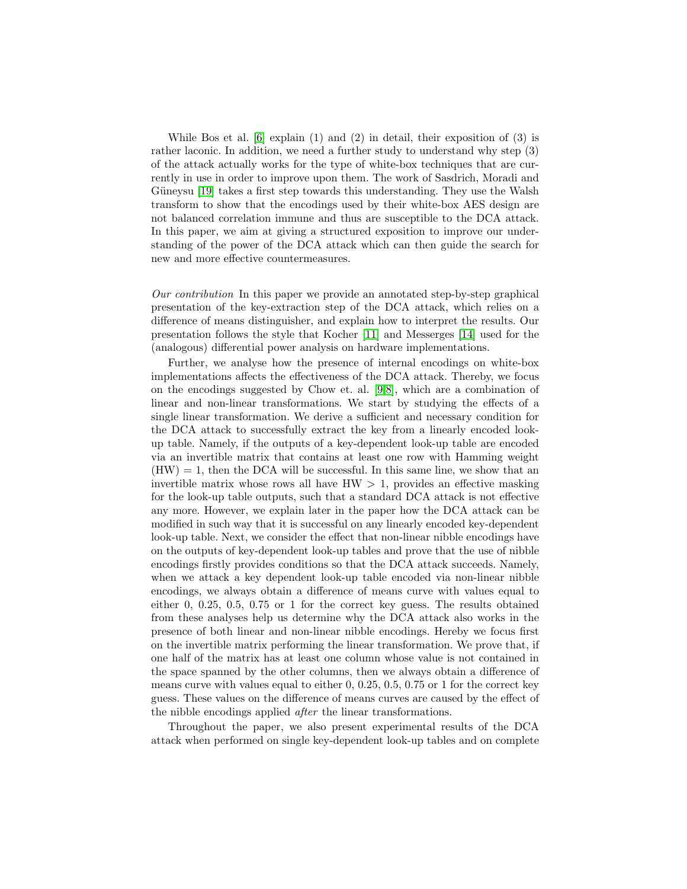While Bos et al. [6] explain (1) and (2) in detail, their exposition of (3) is rather laconic. In addition, we need a further study to understand why step (3) of the attack actually works for the type of white-box techniques that are currently in use in order to improve upon them. The work of Sasdrich, Moradi and Güneysu [19] takes a first step towards this understanding. They use the Walsh transform to show that the encodings used by their white-box AES design are not balanced correlation immune and thus are susceptible to the DCA attack. In this paper, we aim at giving a structured exposition to improve our understanding of the power of the DCA attack which can then guide the search for new and more effective countermeasures.

*Our contribution* In this paper we provide an annotated step-by-step graphical presentation of the key-extraction step of the DCA attack, which relies on a difference of means distinguisher, and explain how to interpret the results. Our presentation follows the style that Kocher [11] and Messerges [14] used for the (analogous) differential power analysis on hardware implementations.

Further, we analyse how the presence of internal encodings on white-box implementations affects the effectiveness of the DCA attack. Thereby, we focus on the encodings suggested by Chow et. al. [9,8], which are a combination of linear and non-linear transformations. We start by studying the effects of a single linear transformation. We derive a sufficient and necessary condition for the DCA attack to successfully extract the key from a linearly encoded look-up table. Namely, if the outputs of a key-dependent look-up table are encoded via an invertible matrix that contains at least one row with Hamming weight (HW) = 1, then the DCA will be successful. In this same line, we show that an invertible matrix whose rows all have HW > 1, provides an effective masking for the look-up table outputs, such that a standard DCA attack is not effective any more. However, we explain later in the paper how the DCA attack can be modified in such way that it is successful on any linearly encoded key-dependent look-up table. Next, we consider the effect that non-linear nibble encodings have on the outputs of key-dependent look-up tables and prove that the use of nibble encodings firstly provides conditions so that the DCA attack succeeds. Namely, when we attack a key dependent look-up table encoded via non-linear nibble encodings, we always obtain a difference of means curve with values equal to either 0, 0.25, 0.5, 0.75 or 1 for the correct key guess. The results obtained from these analyses help us determine why the DCA attack also works in the presence of both linear and non-linear nibble encodings. Hereby we focus first on the invertible matrix performing the linear transformation. We prove that, if one half of the matrix has at least one column whose value is not contained in the space spanned by the other columns, then we always obtain a difference of means curve with values equal to either 0, 0.25, 0.5, 0.75 or 1 for the correct key guess. These values on the difference of means curves are caused by the effect of the nibble encodings applied *after* the linear transformations.

Throughout the paper, we also present experimental results of the DCA attack when performed on single key-dependent look-up tables and on complete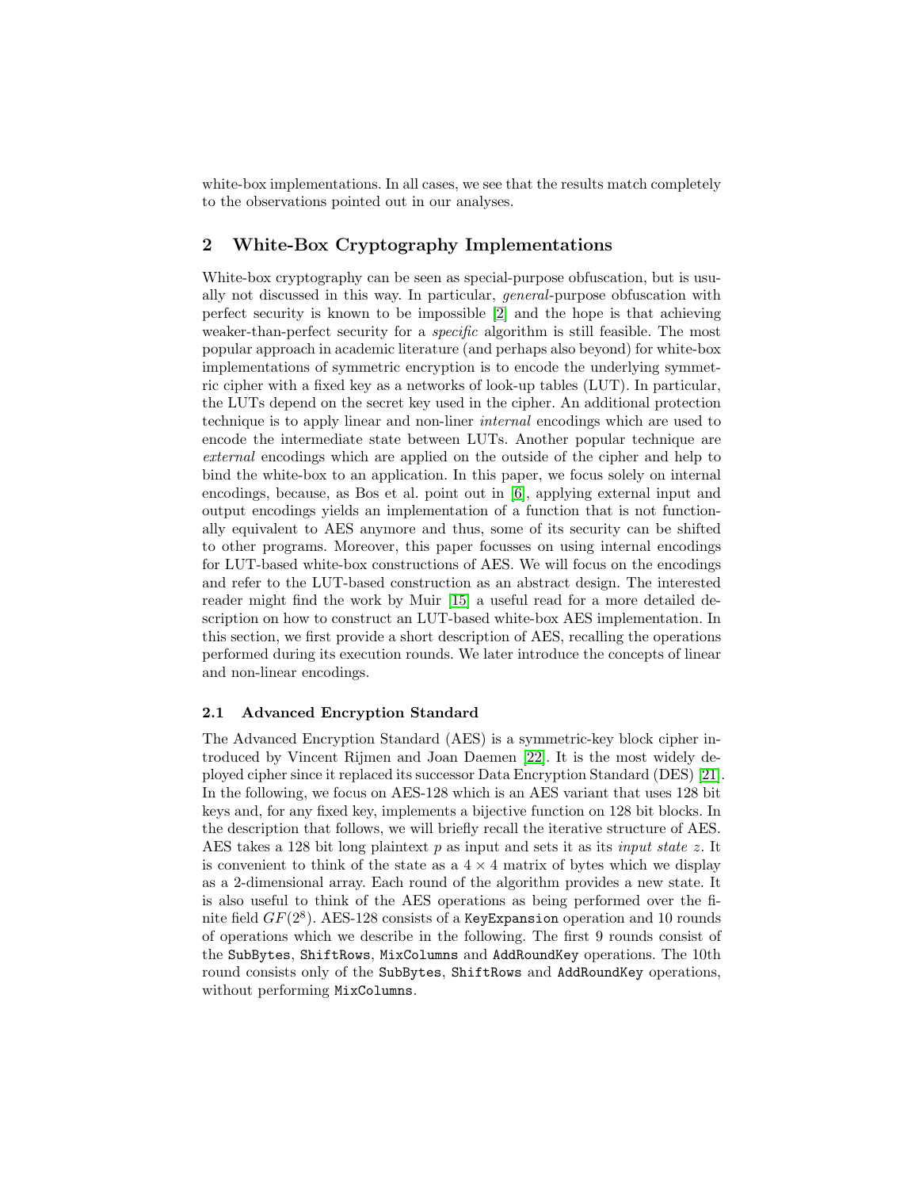white-box implementations. In all cases, we see that the results match completely to the observations pointed out in our analyses.

## 2 White-Box Cryptography Implementations

White-box cryptography can be seen as special-purpose obfuscation, but is usually not discussed in this way. In particular, *general*-purpose obfuscation with perfect security is known to be impossible [2] and the hope is that achieving weaker-than-perfect security for a *specific* algorithm is still feasible. The most popular approach in academic literature (and perhaps also beyond) for white-box implementations of symmetric encryption is to encode the underlying symmetric cipher with a fixed key as a networks of look-up tables (LUT). In particular, the LUTs depend on the secret key used in the cipher. An additional protection technique is to apply linear and non-liner *internal* encodings which are used to encode the intermediate state between LUTs. Another popular technique are *external* encodings which are applied on the outside of the cipher and help to bind the white-box to an application. In this paper, we focus solely on internal encodings, because, as Bos et al. point out in [6], applying external input and output encodings yields an implementation of a function that is not functionally equivalent to AES anymore and thus, some of its security can be shifted to other programs. Moreover, this paper focusses on using internal encodings for LUT-based white-box constructions of AES. We will focus on the encodings and refer to the LUT-based construction as an abstract design. The interested reader might find the work by Muir [15] a useful read for a more detailed description on how to construct an LUT-based white-box AES implementation. In this section, we first provide a short description of AES, recalling the operations performed during its execution rounds. We later introduce the concepts of linear and non-linear encodings.

### 2.1 Advanced Encryption Standard

The Advanced Encryption Standard (AES) is a symmetric-key block cipher introduced by Vincent Rijmen and Joan Daemen [22]. It is the most widely deployed cipher since it replaced its successor Data Encryption Standard (DES) [21]. In the following, we focus on AES-128 which is an AES variant that uses 128 bit keys and, for any fixed key, implements a bijective function on 128 bit blocks. In the description that follows, we will briefly recall the iterative structure of AES. AES takes a 128 bit long plaintext $p$ as input and sets it as its *input state* $z$. It is convenient to think of the state as a $4 \times 4$ matrix of bytes which we display as a 2-dimensional array. Each round of the algorithm provides a new state. It is also useful to think of the AES operations as being performed over the finite field $GF(2^8)$. AES-128 consists of a `KeyExpansion` operation and 10 rounds of operations which we describe in the following. The first 9 rounds consist of the `SubBytes`, `ShiftRows`, `MixColumns` and `AddRoundKey` operations. The 10th round consists only of the `SubBytes`, `ShiftRows` and `AddRoundKey` operations, without performing `MixColumns`.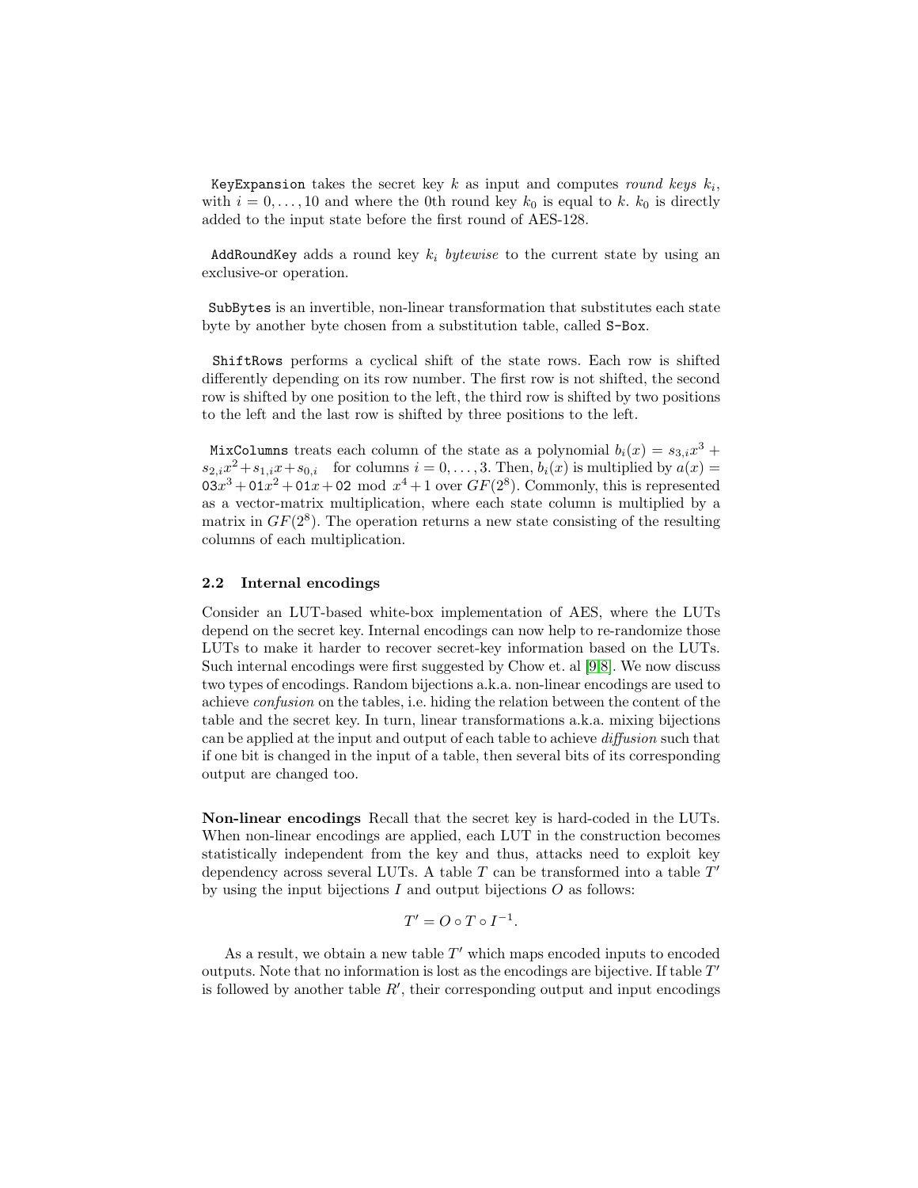KeyExpansion takes the secret key $k$ as input and computes *round keys* $k_i$, with $i = 0, \ldots, 10$ and where the 0th round key $k_0$ is equal to $k$. $k_0$ is directly added to the input state before the first round of AES-128.

AddRoundKey adds a round key $k_i$ *bytewise* to the current state by using an exclusive-or operation.

SubBytes is an invertible, non-linear transformation that substitutes each state byte by another byte chosen from a substitution table, called S-Box.

ShiftRows performs a cyclical shift of the state rows. Each row is shifted differently depending on its row number. The first row is not shifted, the second row is shifted by one position to the left, the third row is shifted by two positions to the left and the last row is shifted by three positions to the left.

MixColumns treats each column of the state as a polynomial $b_i(x) = s_{3,i}x^3 + s_{2,i}x^2 + s_{1,i}x + s_{0,i}$ for columns $i = 0, \ldots, 3$. Then, $b_i(x)$ is multiplied by $a(x) = \texttt{03}x^3 + \texttt{01}x^2 + \texttt{01}x + \texttt{02} \mod x^4 + 1$ over $GF(2^8)$. Commonly, this is represented as a vector-matrix multiplication, where each state column is multiplied by a matrix in $GF(2^8)$. The operation returns a new state consisting of the resulting columns of each multiplication.

### 2.2 Internal encodings

Consider an LUT-based white-box implementation of AES, where the LUTs depend on the secret key. Internal encodings can now help to re-randomize those LUTs to make it harder to recover secret-key information based on the LUTs. Such internal encodings were first suggested by Chow et. al [9,8]. We now discuss two types of encodings. Random bijections a.k.a. non-linear encodings are used to achieve *confusion* on the tables, i.e. hiding the relation between the content of the table and the secret key. In turn, linear transformations a.k.a. mixing bijections can be applied at the input and output of each table to achieve *diffusion* such that if one bit is changed in the input of a table, then several bits of its corresponding output are changed too.

**Non-linear encodings** Recall that the secret key is hard-coded in the LUTs. When non-linear encodings are applied, each LUT in the construction becomes statistically independent from the key and thus, attacks need to exploit key dependency across several LUTs. A table $T$ can be transformed into a table $T'$ by using the input bijections $I$ and output bijections $O$ as follows:

$$T' = O \circ T \circ I^{-1}.$$

As a result, we obtain a new table $T'$ which maps encoded inputs to encoded outputs. Note that no information is lost as the encodings are bijective. If table $T'$ is followed by another table $R'$, their corresponding output and input encodings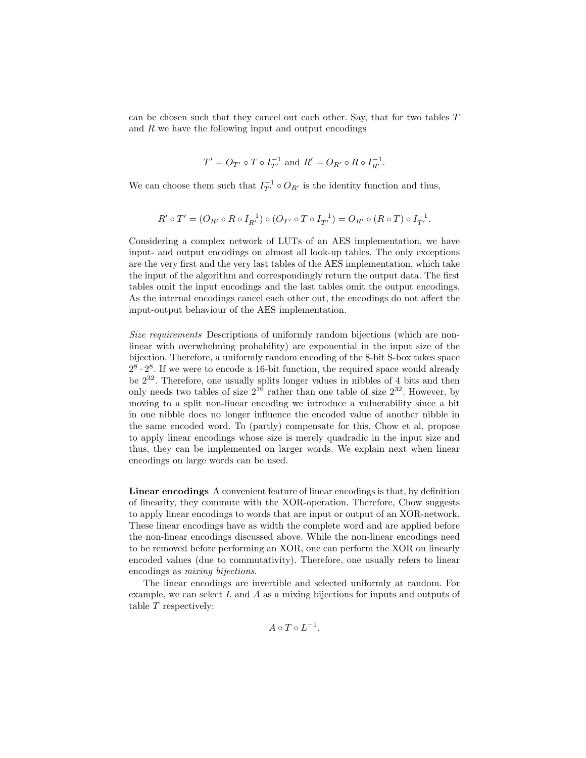can be chosen such that they cancel out each other. Say, that for two tables $T$ and $R$ we have the following input and output encodings

$$T' = O_{T'} \circ T \circ I_{T'}^{-1} \text{ and } R' = O_{R'} \circ R \circ I_{R'}^{-1}.$$

We can choose them such that $I_{T'}^{-1} \circ O_{R'}$ is the identity function and thus,

$$R' \circ T' = (O_{R'} \circ R \circ I_{R'}^{-1}) \circ (O_{T'} \circ T \circ I_{T'}^{-1}) = O_{R'} \circ (R \circ T) \circ I_{T'}^{-1}.$$

Considering a complex network of LUTs of an AES implementation, we have input- and output encodings on almost all look-up tables. The only exceptions are the very first and the very last tables of the AES implementation, which take the input of the algorithm and correspondingly return the output data. The first tables omit the input encodings and the last tables omit the output encodings. As the internal encodings cancel each other out, the encodings do not affect the input-output behaviour of the AES implementation.

*Size requirements* Descriptions of uniformly random bijections (which are non-linear with overwhelming probability) are exponential in the input size of the bijection. Therefore, a uniformly random encoding of the 8-bit S-box takes space $2^8 \cdot 2^8$. If we were to encode a 16-bit function, the required space would already be $2^{32}$. Therefore, one usually splits longer values in nibbles of 4 bits and then only needs two tables of size $2^{16}$ rather than one table of size $2^{32}$. However, by moving to a split non-linear encoding we introduce a vulnerability since a bit in one nibble does no longer influence the encoded value of another nibble in the same encoded word. To (partly) compensate for this, Chow et al. propose to apply linear encodings whose size is merely quadradic in the input size and thus, they can be implemented on larger words. We explain next when linear encodings on large words can be used.

**Linear encodings** A convenient feature of linear encodings is that, by definition of linearity, they commute with the XOR-operation. Therefore, Chow suggests to apply linear encodings to words that are input or output of an XOR-network. These linear encodings have as width the complete word and are applied before the non-linear encodings discussed above. While the non-linear encodings need to be removed before performing an XOR, one can perform the XOR on linearly encoded values (due to commutativity). Therefore, one usually refers to linear encodings as *mixing bijections*.

The linear encodings are invertible and selected uniformly at random. For example, we can select $L$ and $A$ as a mixing bijections for inputs and outputs of table $T$ respectively:

$$A \circ T \circ L^{-1}.$$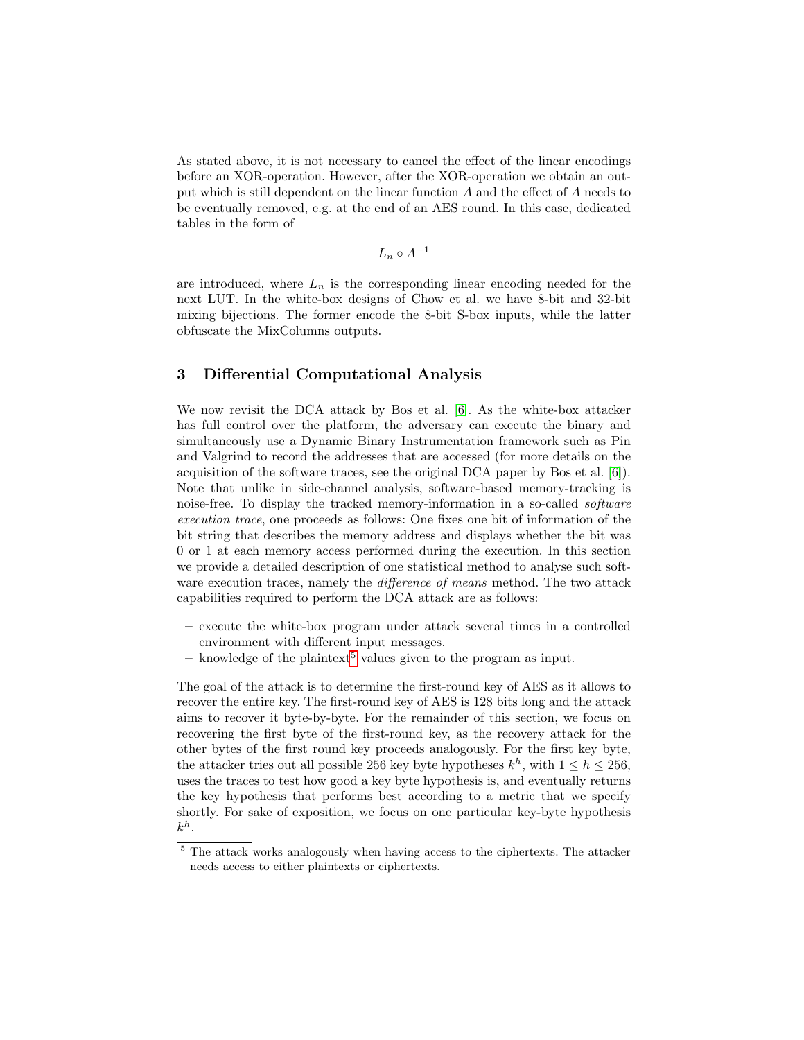As stated above, it is not necessary to cancel the effect of the linear encodings before an XOR-operation. However, after the XOR-operation we obtain an output which is still dependent on the linear function $A$ and the effect of $A$ needs to be eventually removed, e.g. at the end of an AES round. In this case, dedicated tables in the form of

$$L_n \circ A^{-1}$$

are introduced, where $L_n$ is the corresponding linear encoding needed for the next LUT. In the white-box designs of Chow et al. we have 8-bit and 32-bit mixing bijections. The former encode the 8-bit S-box inputs, while the latter obfuscate the MixColumns outputs.

## 3 Differential Computational Analysis

We now revisit the DCA attack by Bos et al. [6]. As the white-box attacker has full control over the platform, the adversary can execute the binary and simultaneously use a Dynamic Binary Instrumentation framework such as Pin and Valgrind to record the addresses that are accessed (for more details on the acquisition of the software traces, see the original DCA paper by Bos et al. [6]). Note that unlike in side-channel analysis, software-based memory-tracking is noise-free. To display the tracked memory-information in a so-called *software execution trace*, one proceeds as follows: One fixes one bit of information of the bit string that describes the memory address and displays whether the bit was 0 or 1 at each memory access performed during the execution. In this section we provide a detailed description of one statistical method to analyse such software execution traces, namely the *difference of means* method. The two attack capabilities required to perform the DCA attack are as follows:

- execute the white-box program under attack several times in a controlled environment with different input messages.
- knowledge of the plaintext[5] values given to the program as input.

The goal of the attack is to determine the first-round key of AES as it allows to recover the entire key. The first-round key of AES is 128 bits long and the attack aims to recover it byte-by-byte. For the remainder of this section, we focus on recovering the first byte of the first-round key, as the recovery attack for the other bytes of the first round key proceeds analogously. For the first key byte, the attacker tries out all possible 256 key byte hypotheses $k^h$, with $1 \leq h \leq 256$, uses the traces to test how good a key byte hypothesis is, and eventually returns the key hypothesis that performs best according to a metric that we specify shortly. For sake of exposition, we focus on one particular key-byte hypothesis $k^h$.

[5] The attack works analogously when having access to the ciphertexts. The attacker needs access to either plaintexts or ciphertexts.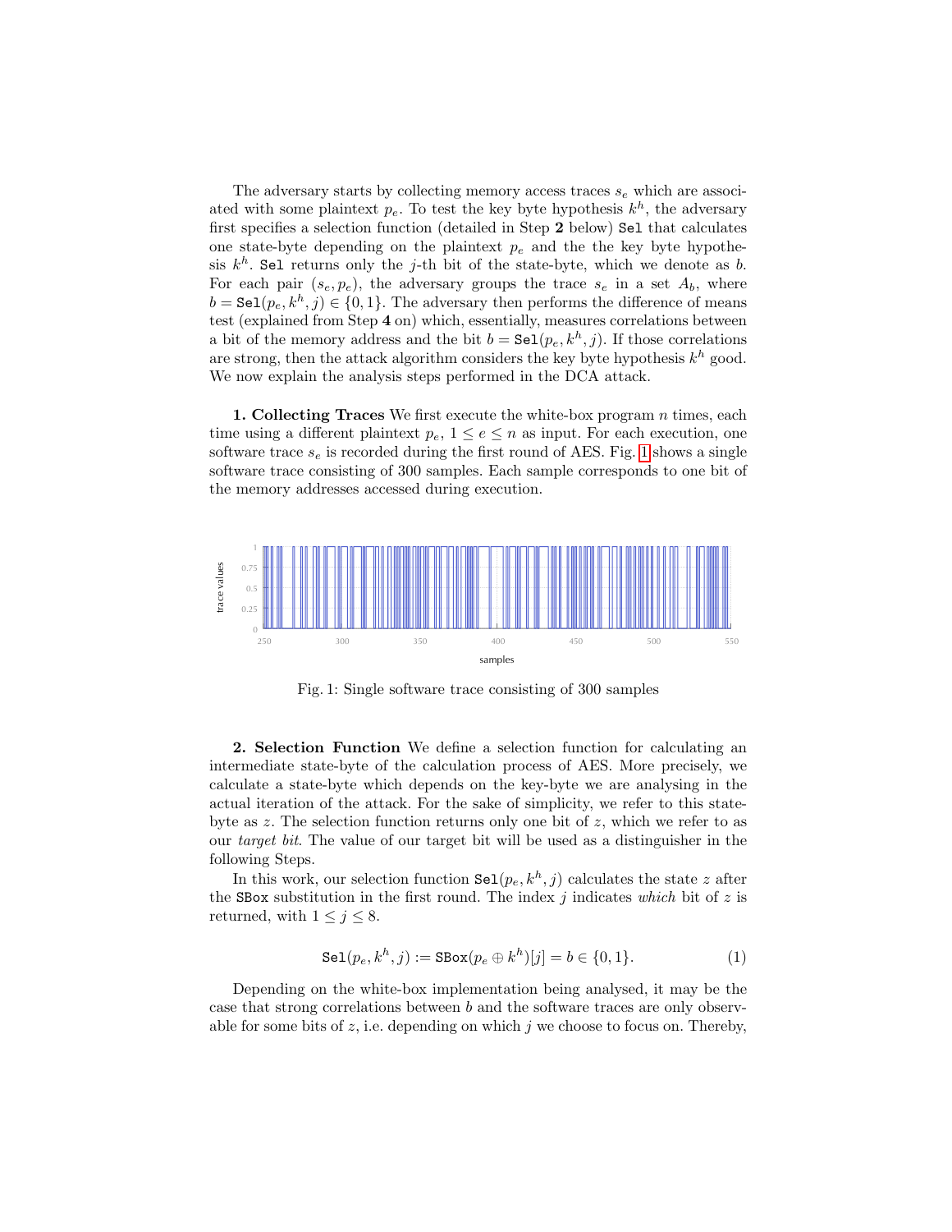The adversary starts by collecting memory access traces $s_e$ which are associated with some plaintext $p_e$. To test the key byte hypothesis $k^h$, the adversary first specifies a selection function (detailed in Step **2** below) `Sel` that calculates one state-byte depending on the plaintext $p_e$ and the the key byte hypothesis $k^h$. `Sel` returns only the $j$-th bit of the state-byte, which we denote as $b$. For each pair $(s_e, p_e)$, the adversary groups the trace $s_e$ in a set $A_b$, where $b = \texttt{Sel}(p_e, k^h, j) \in \{0, 1\}$. The adversary then performs the difference of means test (explained from Step **4** on) which, essentially, measures correlations between a bit of the memory address and the bit $b = \texttt{Sel}(p_e, k^h, j)$. If those correlations are strong, then the attack algorithm considers the key byte hypothesis $k^h$ good. We now explain the analysis steps performed in the DCA attack.

**1. Collecting Traces** We first execute the white-box program $n$ times, each time using a different plaintext $p_e$, $1 \leq e \leq n$ as input. For each execution, one software trace $s_e$ is recorded during the first round of AES. Fig. 1 shows a single software trace consisting of 300 samples. Each sample corresponds to one bit of the memory addresses accessed during execution.

Fig. 1: Single software trace consisting of 300 samples

**2. Selection Function** We define a selection function for calculating an intermediate state-byte of the calculation process of AES. More precisely, we calculate a state-byte which depends on the key-byte we are analysing in the actual iteration of the attack. For the sake of simplicity, we refer to this state-byte as $z$. The selection function returns only one bit of $z$, which we refer to as our *target bit*. The value of our target bit will be used as a distinguisher in the following Steps.

In this work, our selection function $\texttt{Sel}(p_e, k^h, j)$ calculates the state $z$ after the `SBox` substitution in the first round. The index $j$ indicates *which* bit of $z$ is returned, with $1 \leq j \leq 8$.

$$\texttt{Sel}(p_e, k^h, j) := \texttt{SBox}(p_e \oplus k^h)[j] = b \in \{0, 1\}. \tag{1}$$

Depending on the white-box implementation being analysed, it may be the case that strong correlations between $b$ and the software traces are only observable for some bits of $z$, i.e. depending on which $j$ we choose to focus on. Thereby,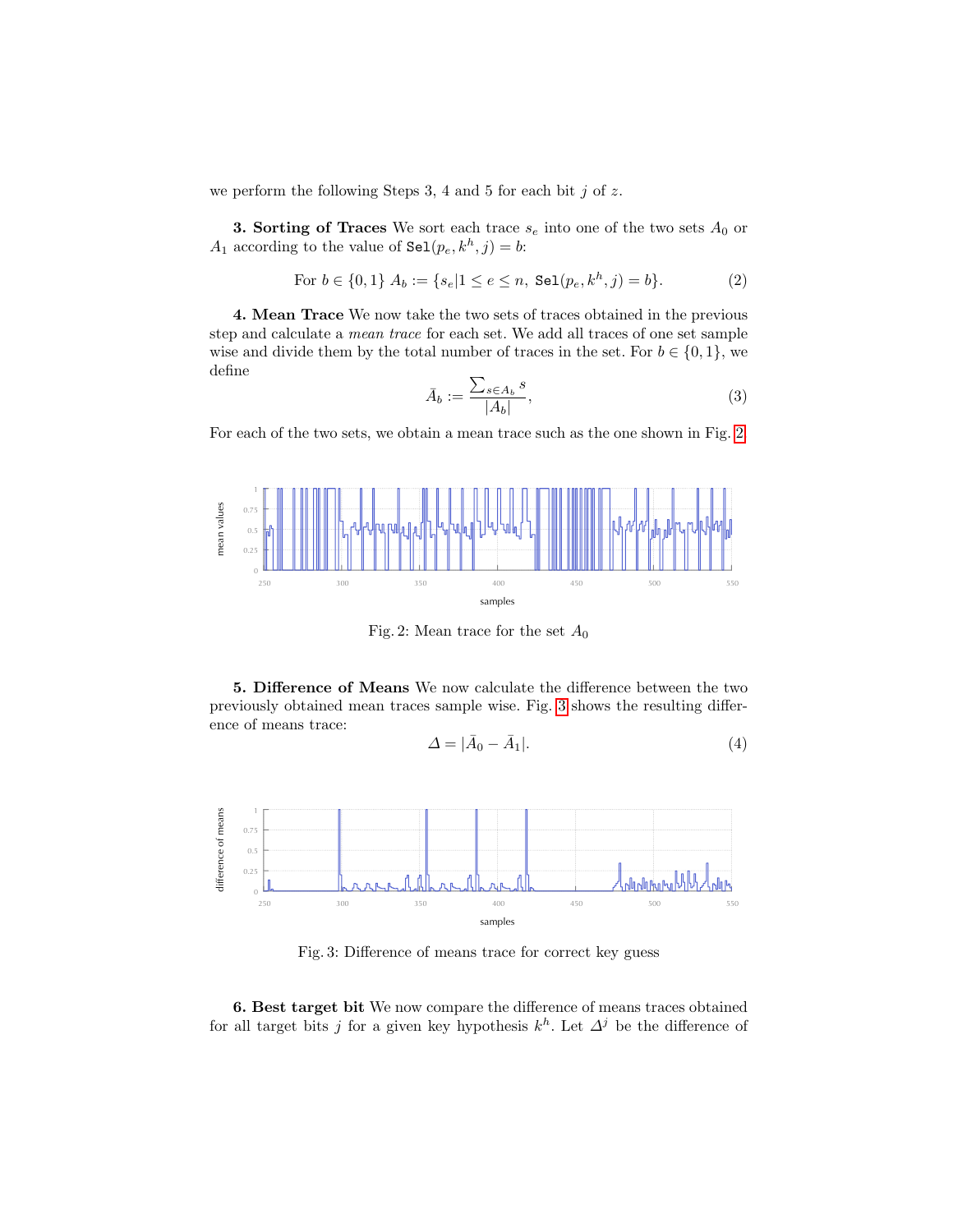we perform the following Steps 3, 4 and 5 for each bit $j$ of $z$.

**3. Sorting of Traces** We sort each trace $s_e$ into one of the two sets $A_0$ or $A_1$ according to the value of $\texttt{Sel}(p_e, k^h, j) = b$:

$$\text{For } b \in \{0,1\}\ A_b := \{s_e | 1 \leq e \leq n,\ \texttt{Sel}(p_e, k^h, j) = b\}. \tag{2}$$

**4. Mean Trace** We now take the two sets of traces obtained in the previous step and calculate a *mean trace* for each set. We add all traces of one set sample wise and divide them by the total number of traces in the set. For $b \in \{0, 1\}$, we define

$$\bar{A}_b := \frac{\sum_{s \in A_b} s}{|A_b|}, \tag{3}$$

For each of the two sets, we obtain a mean trace such as the one shown in Fig. 2.

Fig. 2: Mean trace for the set $A_0$

**5. Difference of Means** We now calculate the difference between the two previously obtained mean traces sample wise. Fig. 3 shows the resulting difference of means trace:

$$\Delta = |\bar{A}_0 - \bar{A}_1|. \tag{4}$$

Fig. 3: Difference of means trace for correct key guess

**6. Best target bit** We now compare the difference of means traces obtained for all target bits $j$ for a given key hypothesis $k^h$. Let $\Delta^j$ be the difference of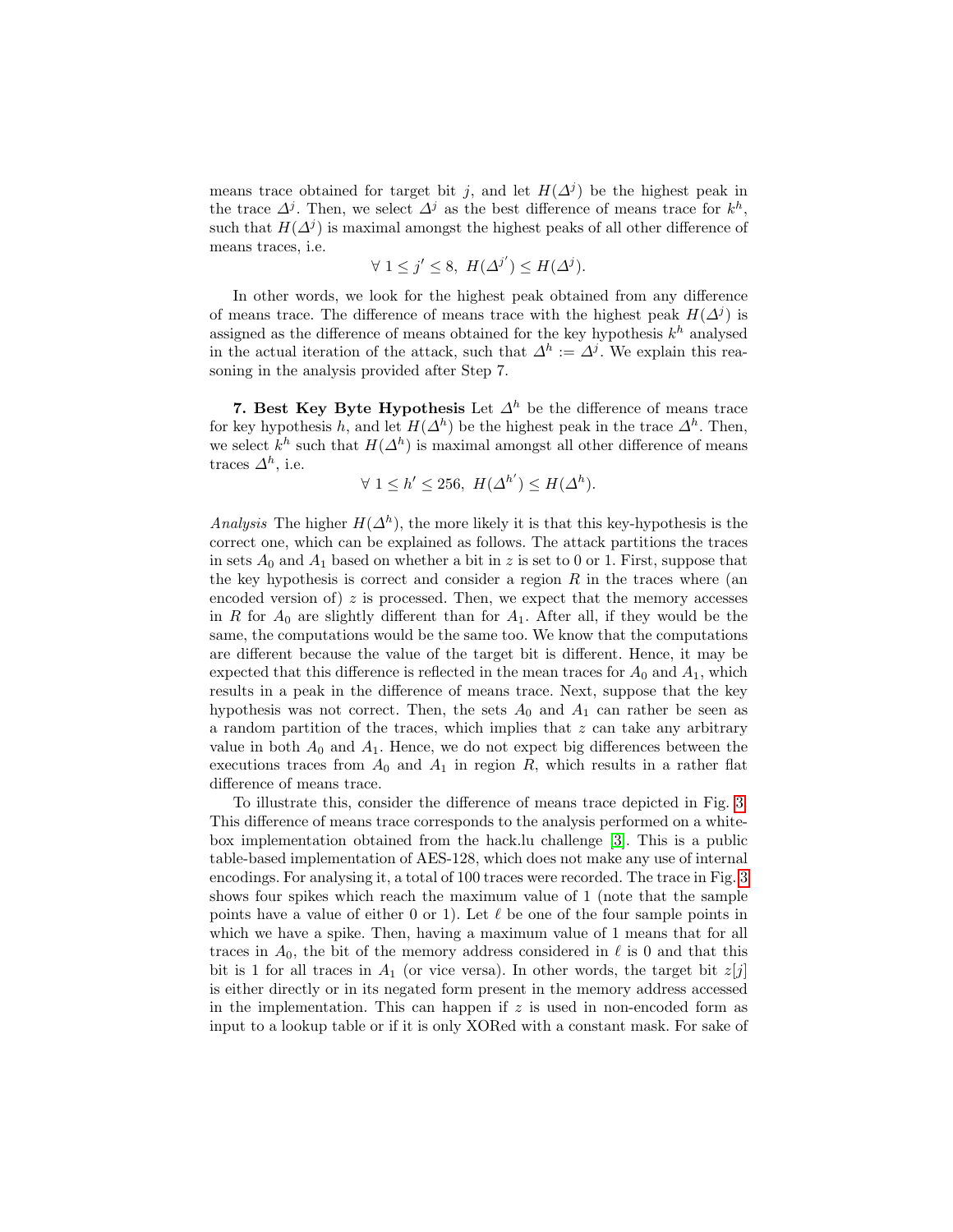means trace obtained for target bit $j$, and let $H(\Delta^j)$ be the highest peak in the trace $\Delta^j$. Then, we select $\Delta^j$ as the best difference of means trace for $k^h$, such that $H(\Delta^j)$ is maximal amongst the highest peaks of all other difference of means traces, i.e.

$$\forall\ 1 \leq j' \leq 8,\ H(\Delta^{j'}) \leq H(\Delta^j).$$

In other words, we look for the highest peak obtained from any difference of means trace. The difference of means trace with the highest peak $H(\Delta^j)$ is assigned as the difference of means obtained for the key hypothesis $k^h$ analysed in the actual iteration of the attack, such that $\Delta^h := \Delta^j$. We explain this reasoning in the analysis provided after Step 7.

**7. Best Key Byte Hypothesis** Let $\Delta^h$ be the difference of means trace for key hypothesis $h$, and let $H(\Delta^h)$ be the highest peak in the trace $\Delta^h$. Then, we select $k^h$ such that $H(\Delta^h)$ is maximal amongst all other difference of means traces $\Delta^h$, i.e.

$$\forall\ 1 \leq h' \leq 256,\ H(\Delta^{h'}) \leq H(\Delta^h).$$

*Analysis* The higher $H(\Delta^h)$, the more likely it is that this key-hypothesis is the correct one, which can be explained as follows. The attack partitions the traces in sets $A_0$ and $A_1$ based on whether a bit in $z$ is set to 0 or 1. First, suppose that the key hypothesis is correct and consider a region $R$ in the traces where (an encoded version of) $z$ is processed. Then, we expect that the memory accesses in $R$ for $A_0$ are slightly different than for $A_1$. After all, if they would be the same, the computations would be the same too. We know that the computations are different because the value of the target bit is different. Hence, it may be expected that this difference is reflected in the mean traces for $A_0$ and $A_1$, which results in a peak in the difference of means trace. Next, suppose that the key hypothesis was not correct. Then, the sets $A_0$ and $A_1$ can rather be seen as a random partition of the traces, which implies that $z$ can take any arbitrary value in both $A_0$ and $A_1$. Hence, we do not expect big differences between the executions traces from $A_0$ and $A_1$ in region $R$, which results in a rather flat difference of means trace.

To illustrate this, consider the difference of means trace depicted in Fig. 3. This difference of means trace corresponds to the analysis performed on a white-box implementation obtained from the hack.lu challenge [3]. This is a public table-based implementation of AES-128, which does not make any use of internal encodings. For analysing it, a total of 100 traces were recorded. The trace in Fig. 3 shows four spikes which reach the maximum value of 1 (note that the sample points have a value of either 0 or 1). Let $\ell$ be one of the four sample points in which we have a spike. Then, having a maximum value of 1 means that for all traces in $A_0$, the bit of the memory address considered in $\ell$ is 0 and that this bit is 1 for all traces in $A_1$ (or vice versa). In other words, the target bit $z[j]$ is either directly or in its negated form present in the memory address accessed in the implementation. This can happen if $z$ is used in non-encoded form as input to a lookup table or if it is only XORed with a constant mask. For sake of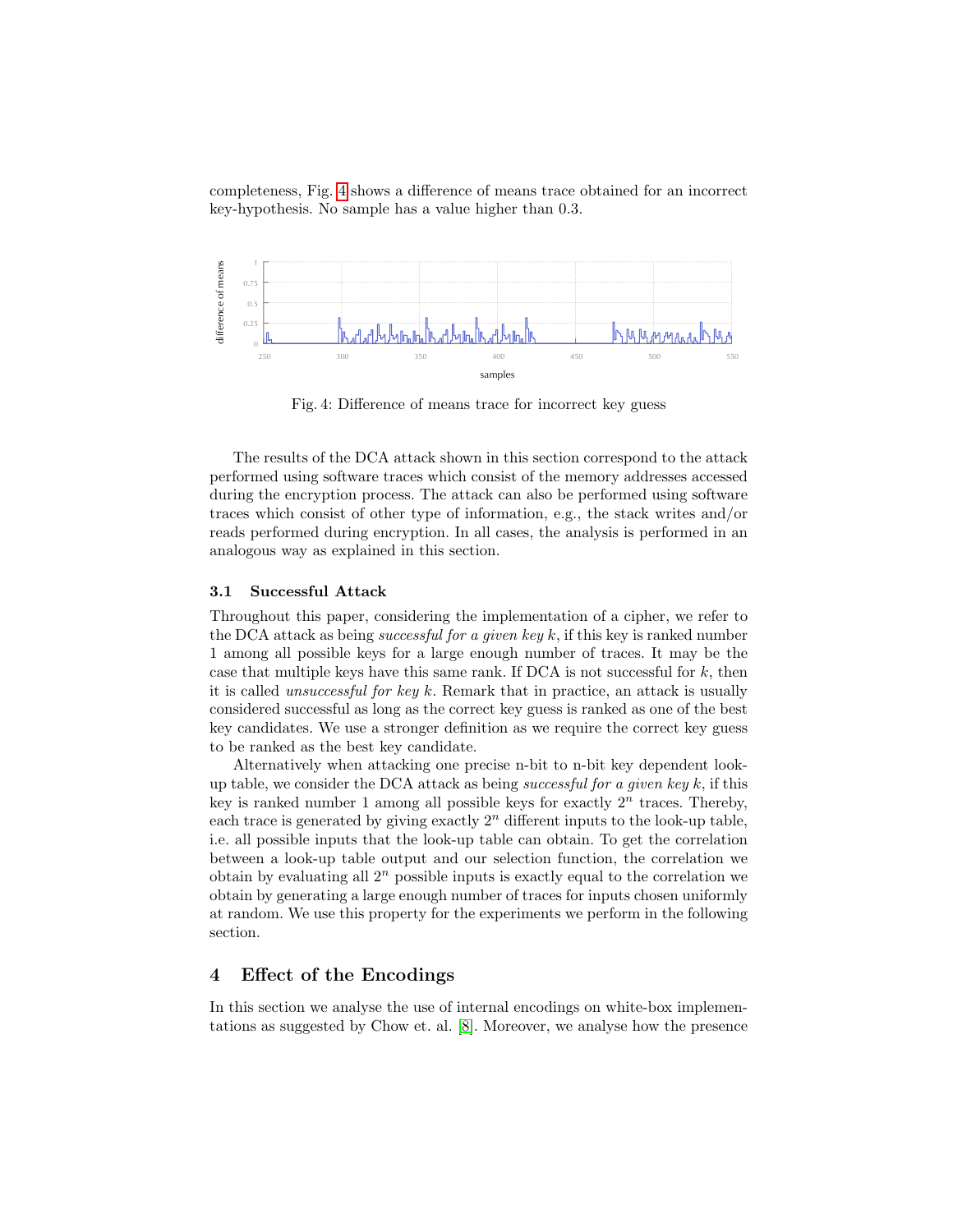completeness, Fig. 4 shows a difference of means trace obtained for an incorrect key-hypothesis. No sample has a value higher than 0.3.

Fig. 4: Difference of means trace for incorrect key guess

The results of the DCA attack shown in this section correspond to the attack performed using software traces which consist of the memory addresses accessed during the encryption process. The attack can also be performed using software traces which consist of other type of information, e.g., the stack writes and/or reads performed during encryption. In all cases, the analysis is performed in an analogous way as explained in this section.

### 3.1 Successful Attack

Throughout this paper, considering the implementation of a cipher, we refer to the DCA attack as being *successful for a given key k*, if this key is ranked number 1 among all possible keys for a large enough number of traces. It may be the case that multiple keys have this same rank. If DCA is not successful for $k$, then it is called *unsuccessful for key k*. Remark that in practice, an attack is usually considered successful as long as the correct key guess is ranked as one of the best key candidates. We use a stronger definition as we require the correct key guess to be ranked as the best key candidate.

Alternatively when attacking one precise n-bit to n-bit key dependent look-up table, we consider the DCA attack as being *successful for a given key k*, if this key is ranked number 1 among all possible keys for exactly $2^n$ traces. Thereby, each trace is generated by giving exactly $2^n$ different inputs to the look-up table, i.e. all possible inputs that the look-up table can obtain. To get the correlation between a look-up table output and our selection function, the correlation we obtain by evaluating all $2^n$ possible inputs is exactly equal to the correlation we obtain by generating a large enough number of traces for inputs chosen uniformly at random. We use this property for the experiments we perform in the following section.

## 4 Effect of the Encodings

In this section we analyse the use of internal encodings on white-box implementations as suggested by Chow et. al. [8]. Moreover, we analyse how the presence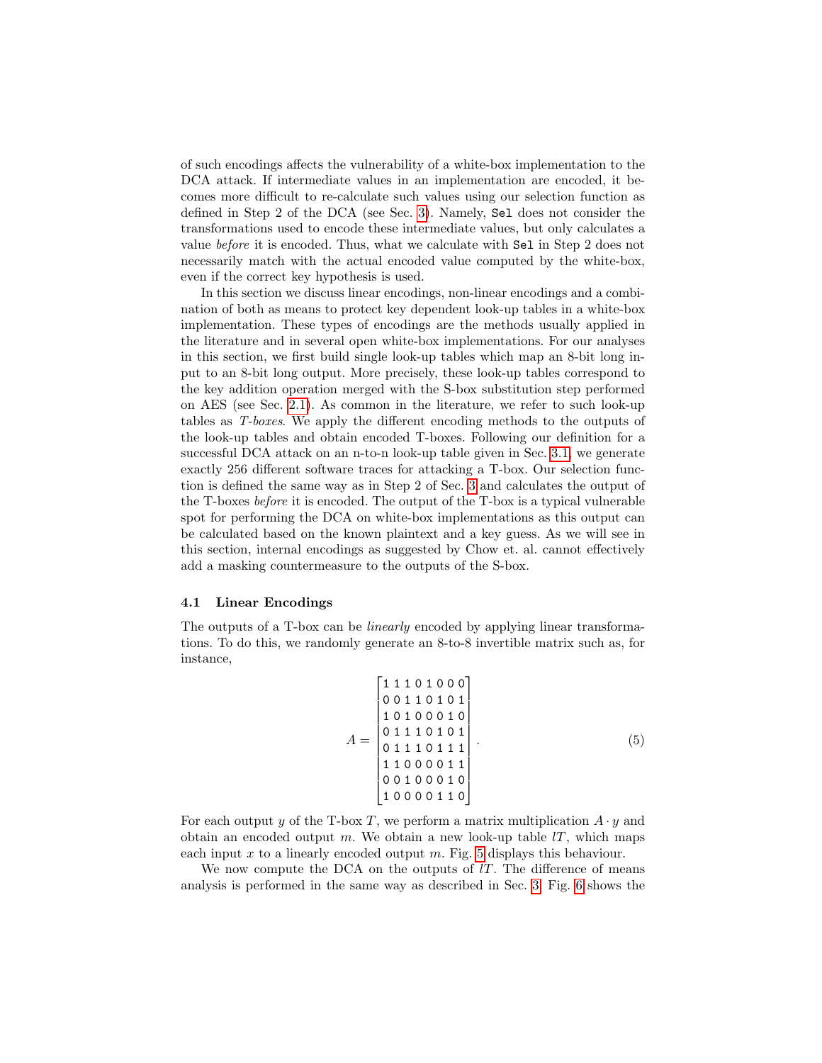of such encodings affects the vulnerability of a white-box implementation to the DCA attack. If intermediate values in an implementation are encoded, it becomes more difficult to re-calculate such values using our selection function as defined in Step 2 of the DCA (see Sec. 3). Namely, `Sel` does not consider the transformations used to encode these intermediate values, but only calculates a value *before* it is encoded. Thus, what we calculate with `Sel` in Step 2 does not necessarily match with the actual encoded value computed by the white-box, even if the correct key hypothesis is used.

In this section we discuss linear encodings, non-linear encodings and a combination of both as means to protect key dependent look-up tables in a white-box implementation. These types of encodings are the methods usually applied in the literature and in several open white-box implementations. For our analyses in this section, we first build single look-up tables which map an 8-bit long input to an 8-bit long output. More precisely, these look-up tables correspond to the key addition operation merged with the S-box substitution step performed on AES (see Sec. 2.1). As common in the literature, we refer to such look-up tables as *T-boxes*. We apply the different encoding methods to the outputs of the look-up tables and obtain encoded T-boxes. Following our definition for a successful DCA attack on an n-to-n look-up table given in Sec. 3.1, we generate exactly 256 different software traces for attacking a T-box. Our selection function is defined the same way as in Step 2 of Sec. 3 and calculates the output of the T-boxes *before* it is encoded. The output of the T-box is a typical vulnerable spot for performing the DCA on white-box implementations as this output can be calculated based on the known plaintext and a key guess. As we will see in this section, internal encodings as suggested by Chow et. al. cannot effectively add a masking countermeasure to the outputs of the S-box.

### 4.1 Linear Encodings

The outputs of a T-box can be *linearly* encoded by applying linear transformations. To do this, we randomly generate an 8-to-8 invertible matrix such as, for instance,

$$A = \begin{bmatrix} 1&1&1&0&1&0&0&0 \\ 0&0&1&1&0&1&0&1 \\ 1&0&1&0&0&0&1&0 \\ 0&1&1&1&0&1&0&1 \\ 0&1&1&1&0&1&1&1 \\ 1&1&0&0&0&0&1&1 \\ 0&0&1&0&0&0&1&0 \\ 1&0&0&0&0&1&1&0 \end{bmatrix}. \tag{5}$$

For each output $y$ of the T-box $T$, we perform a matrix multiplication $A \cdot y$ and obtain an encoded output $m$. We obtain a new look-up table $lT$, which maps each input $x$ to a linearly encoded output $m$. Fig. 5 displays this behaviour.

We now compute the DCA on the outputs of $lT$. The difference of means analysis is performed in the same way as described in Sec. 3. Fig. 6 shows the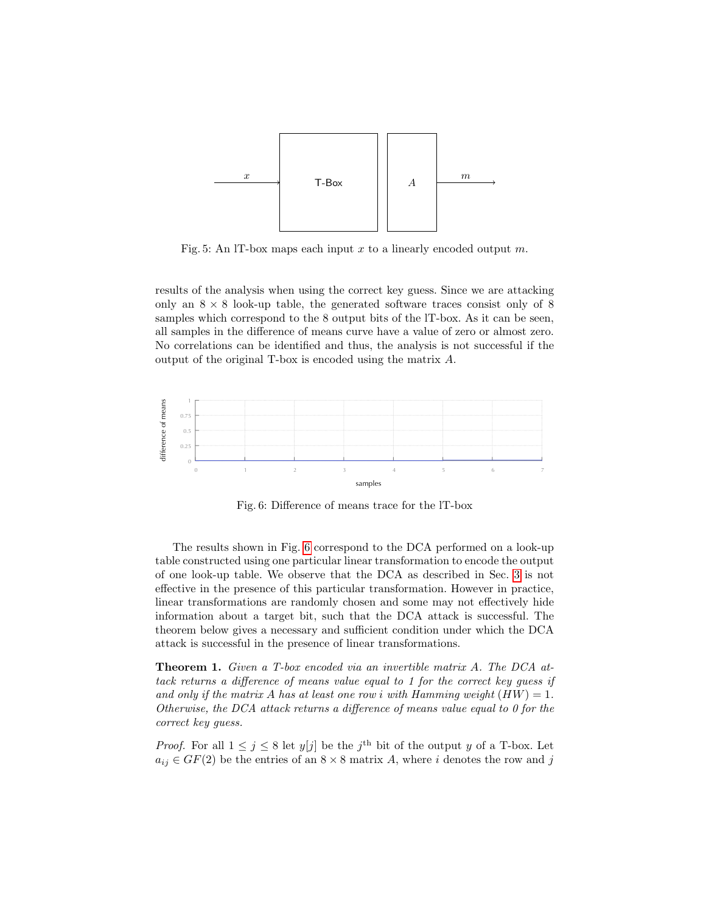Fig. 5: An lT-box maps each input $x$ to a linearly encoded output $m$.

results of the analysis when using the correct key guess. Since we are attacking only an $8 \times 8$ look-up table, the generated software traces consist only of 8 samples which correspond to the 8 output bits of the lT-box. As it can be seen, all samples in the difference of means curve have a value of zero or almost zero. No correlations can be identified and thus, the analysis is not successful if the output of the original T-box is encoded using the matrix $A$.

Fig. 6: Difference of means trace for the lT-box

The results shown in Fig. 6 correspond to the DCA performed on a look-up table constructed using one particular linear transformation to encode the output of one look-up table. We observe that the DCA as described in Sec. 3 is not effective in the presence of this particular transformation. However in practice, linear transformations are randomly chosen and some may not effectively hide information about a target bit, such that the DCA attack is successful. The theorem below gives a necessary and sufficient condition under which the DCA attack is successful in the presence of linear transformations.

**Theorem 1.** *Given a T-box encoded via an invertible matrix $A$. The DCA attack returns a difference of means value equal to 1 for the correct key guess if and only if the matrix $A$ has at least one row $i$ with Hamming weight $(HW) = 1$. Otherwise, the DCA attack returns a difference of means value equal to 0 for the correct key guess.*

*Proof.* For all $1 \leq j \leq 8$ let $y[j]$ be the $j^{\text{th}}$ bit of the output $y$ of a T-box. Let $a_{ij} \in GF(2)$ be the entries of an $8 \times 8$ matrix $A$, where $i$ denotes the row and $j$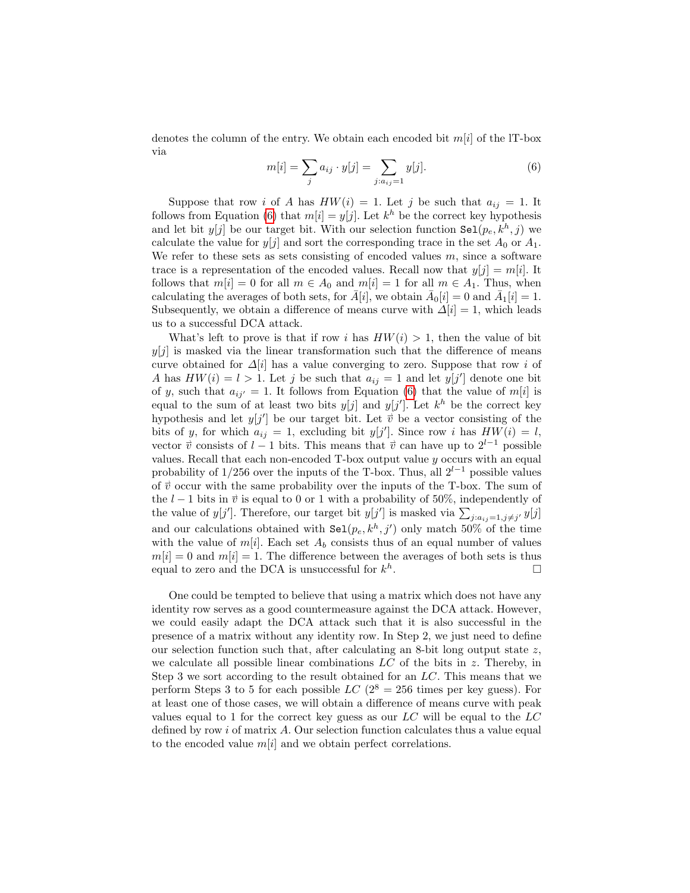denotes the column of the entry. We obtain each encoded bit $m[i]$ of the lT-box via

$$m[i] = \sum_{j} a_{ij} \cdot y[j] = \sum_{j:a_{ij}=1} y[j]. \tag{6}$$

Suppose that row $i$ of $A$ has $HW(i) = 1$. Let $j$ be such that $a_{ij} = 1$. It follows from Equation (6) that $m[i] = y[j]$. Let $k^h$ be the correct key hypothesis and let bit $y[j]$ be our target bit. With our selection function $\texttt{Sel}(p_e, k^h, j)$ we calculate the value for $y[j]$ and sort the corresponding trace in the set $A_0$ or $A_1$. We refer to these sets as sets consisting of encoded values $m$, since a software trace is a representation of the encoded values. Recall now that $y[j] = m[i]$. It follows that $m[i] = 0$ for all $m \in A_0$ and $m[i] = 1$ for all $m \in A_1$. Thus, when calculating the averages of both sets, for $\bar{A}[i]$, we obtain $\bar{A}_0[i] = 0$ and $\bar{A}_1[i] = 1$. Subsequently, we obtain a difference of means curve with $\Delta[i] = 1$, which leads us to a successful DCA attack.

What's left to prove is that if row $i$ has $HW(i) > 1$, then the value of bit $y[j]$ is masked via the linear transformation such that the difference of means curve obtained for $\Delta[i]$ has a value converging to zero. Suppose that row $i$ of $A$ has $HW(i) = l > 1$. Let $j$ be such that $a_{ij} = 1$ and let $y[j']$ denote one bit of $y$, such that $a_{ij'} = 1$. It follows from Equation (6) that the value of $m[i]$ is equal to the sum of at least two bits $y[j]$ and $y[j']$. Let $k^h$ be the correct key hypothesis and let $y[j']$ be our target bit. Let $\vec{v}$ be a vector consisting of the bits of $y$, for which $a_{ij} = 1$, excluding bit $y[j']$. Since row $i$ has $HW(i) = l$, vector $\vec{v}$ consists of $l-1$ bits. This means that $\vec{v}$ can have up to $2^{l-1}$ possible values. Recall that each non-encoded T-box output value $y$ occurs with an equal probability of $1/256$ over the inputs of the T-box. Thus, all $2^{l-1}$ possible values of $\vec{v}$ occur with the same probability over the inputs of the T-box. The sum of the $l-1$ bits in $\vec{v}$ is equal to 0 or 1 with a probability of 50%, independently of the value of $y[j']$. Therefore, our target bit $y[j']$ is masked via $\sum_{j:a_{ij}=1, j\neq j'} y[j]$ and our calculations obtained with $\texttt{Sel}(p_e, k^h, j')$ only match 50% of the time with the value of $m[i]$. Each set $A_b$ consists thus of an equal number of values $m[i] = 0$ and $m[i] = 1$. The difference between the averages of both sets is thus equal to zero and the DCA is unsuccessful for $k^h$. □

One could be tempted to believe that using a matrix which does not have any identity row serves as a good countermeasure against the DCA attack. However, we could easily adapt the DCA attack such that it is also successful in the presence of a matrix without any identity row. In Step 2, we just need to define our selection function such that, after calculating an 8-bit long output state $z$, we calculate all possible linear combinations $LC$ of the bits in $z$. Thereby, in Step 3 we sort according to the result obtained for an $LC$. This means that we perform Steps 3 to 5 for each possible $LC$ ($2^8 = 256$ times per key guess). For at least one of those cases, we will obtain a difference of means curve with peak values equal to 1 for the correct key guess as our $LC$ will be equal to the $LC$ defined by row $i$ of matrix $A$. Our selection function calculates thus a value equal to the encoded value $m[i]$ and we obtain perfect correlations.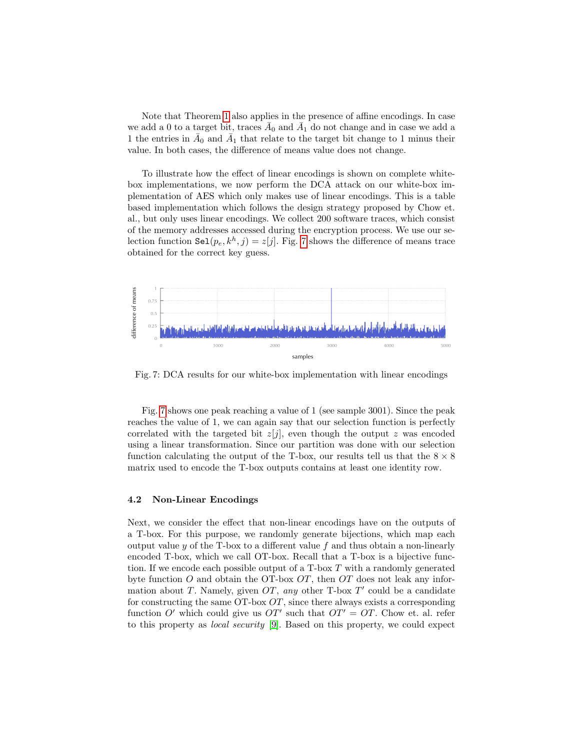Note that Theorem 1 also applies in the presence of affine encodings. In case we add a 0 to a target bit, traces $\bar{A}_0$ and $\bar{A}_1$ do not change and in case we add a 1 the entries in $\bar{A}_0$ and $\bar{A}_1$ that relate to the target bit change to 1 minus their value. In both cases, the difference of means value does not change.

To illustrate how the effect of linear encodings is shown on complete white-box implementations, we now perform the DCA attack on our white-box implementation of AES which only makes use of linear encodings. This is a table based implementation which follows the design strategy proposed by Chow et. al., but only uses linear encodings. We collect 200 software traces, which consist of the memory addresses accessed during the encryption process. We use our selection function $\mathtt{Sel}(p_e, k^h, j) = z[j]$. Fig. 7 shows the difference of means trace obtained for the correct key guess.

Fig. 7: DCA results for our white-box implementation with linear encodings

Fig. 7 shows one peak reaching a value of 1 (see sample 3001). Since the peak reaches the value of 1, we can again say that our selection function is perfectly correlated with the targeted bit $z[j]$, even though the output $z$ was encoded using a linear transformation. Since our partition was done with our selection function calculating the output of the T-box, our results tell us that the $8 \times 8$ matrix used to encode the T-box outputs contains at least one identity row.

### 4.2 Non-Linear Encodings

Next, we consider the effect that non-linear encodings have on the outputs of a T-box. For this purpose, we randomly generate bijections, which map each output value $y$ of the T-box to a different value $f$ and thus obtain a non-linearly encoded T-box, which we call OT-box. Recall that a T-box is a bijective function. If we encode each possible output of a T-box $T$ with a randomly generated byte function $O$ and obtain the OT-box $OT$, then $OT$ does not leak any information about $T$. Namely, given $OT$, *any* other T-box $T'$ could be a candidate for constructing the same OT-box $OT$, since there always exists a corresponding function $O'$ which could give us $OT'$ such that $OT' = OT$. Chow et. al. refer to this property as *local security* [9]. Based on this property, we could expect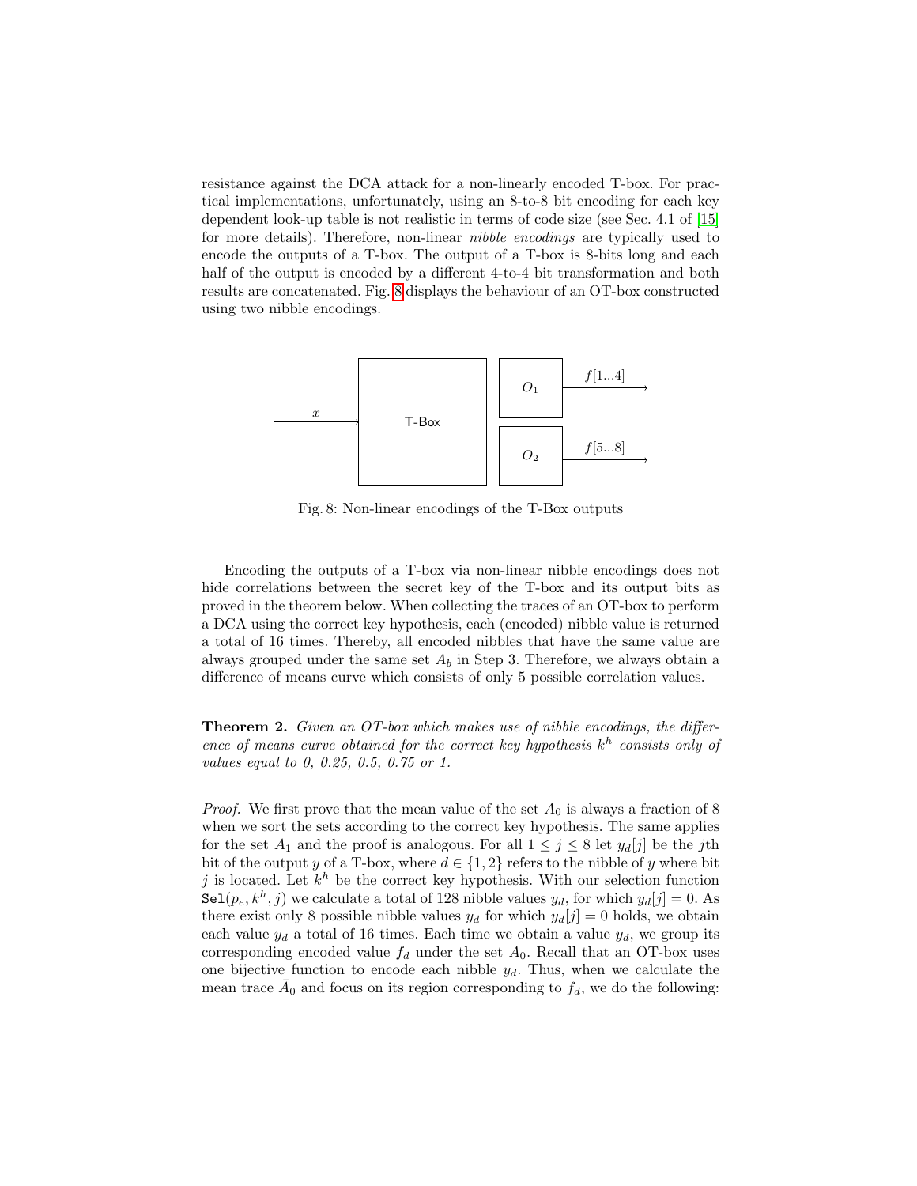resistance against the DCA attack for a non-linearly encoded T-box. For practical implementations, unfortunately, using an 8-to-8 bit encoding for each key dependent look-up table is not realistic in terms of code size (see Sec. 4.1 of [15] for more details). Therefore, non-linear *nibble encodings* are typically used to encode the outputs of a T-box. The output of a T-box is 8-bits long and each half of the output is encoded by a different 4-to-4 bit transformation and both results are concatenated. Fig. 8 displays the behaviour of an OT-box constructed using two nibble encodings.

Fig. 8: Non-linear encodings of the T-Box outputs

Encoding the outputs of a T-box via non-linear nibble encodings does not hide correlations between the secret key of the T-box and its output bits as proved in the theorem below. When collecting the traces of an OT-box to perform a DCA using the correct key hypothesis, each (encoded) nibble value is returned a total of 16 times. Thereby, all encoded nibbles that have the same value are always grouped under the same set $A_b$ in Step 3. Therefore, we always obtain a difference of means curve which consists of only 5 possible correlation values.

**Theorem 2.** *Given an OT-box which makes use of nibble encodings, the difference of means curve obtained for the correct key hypothesis $k^h$ consists only of values equal to 0, 0.25, 0.5, 0.75 or 1.*

*Proof.* We first prove that the mean value of the set $A_0$ is always a fraction of 8 when we sort the sets according to the correct key hypothesis. The same applies for the set $A_1$ and the proof is analogous. For all $1 \le j \le 8$ let $y_d[j]$ be the $j$th bit of the output $y$ of a T-box, where $d \in \{1, 2\}$ refers to the nibble of $y$ where bit $j$ is located. Let $k^h$ be the correct key hypothesis. With our selection function $\texttt{Sel}(p_e, k^h, j)$ we calculate a total of 128 nibble values $y_d$, for which $y_d[j] = 0$. As there exist only 8 possible nibble values $y_d$ for which $y_d[j] = 0$ holds, we obtain each value $y_d$ a total of 16 times. Each time we obtain a value $y_d$, we group its corresponding encoded value $f_d$ under the set $A_0$. Recall that an OT-box uses one bijective function to encode each nibble $y_d$. Thus, when we calculate the mean trace $\bar{A}_0$ and focus on its region corresponding to $f_d$, we do the following: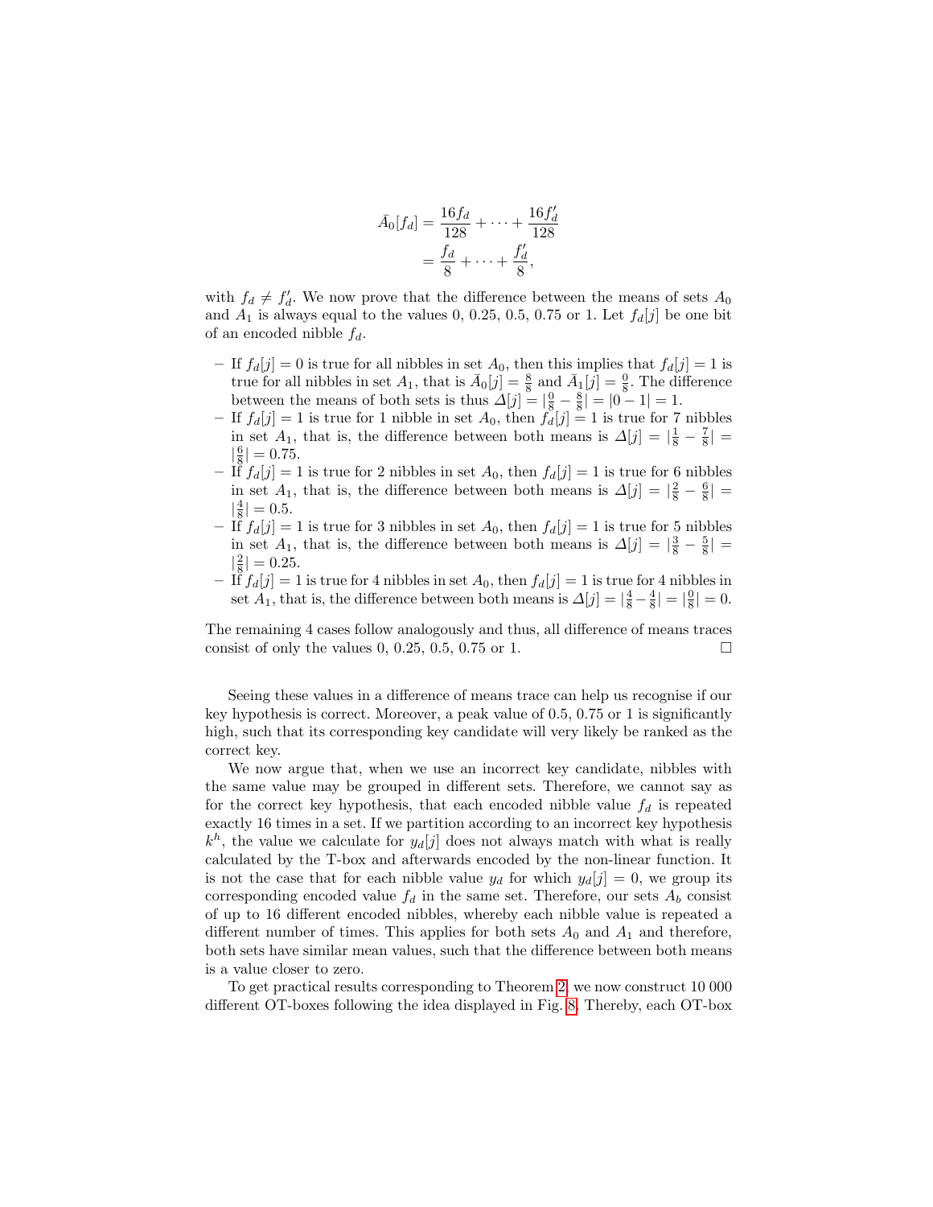$$
\begin{aligned}
\bar{A}_0[f_d] &= \frac{16 f_d}{128} + \cdots + \frac{16 f_d'}{128} \\
&= \frac{f_d}{8} + \cdots + \frac{f_d'}{8},
\end{aligned}
$$

with $f_d \neq f_d'$. We now prove that the difference between the means of sets $A_0$ and $A_1$ is always equal to the values 0, 0.25, 0.5, 0.75 or 1. Let $f_d[j]$ be one bit of an encoded nibble $f_d$.

- If $f_d[j] = 0$ is true for all nibbles in set $A_0$, then this implies that $f_d[j] = 1$ is true for all nibbles in set $A_1$, that is $\bar{A}_0[j] = \frac{8}{8}$ and $\bar{A}_1[j] = \frac{0}{8}$. The difference between the means of both sets is thus $\Delta[j] = |\frac{0}{8} - \frac{8}{8}| = |0 - 1| = 1$.
- If $f_d[j] = 1$ is true for 1 nibble in set $A_0$, then $f_d[j] = 1$ is true for 7 nibbles in set $A_1$, that is, the difference between both means is $\Delta[j] = |\frac{1}{8} - \frac{7}{8}| = |\frac{6}{8}| = 0.75$.
- If $f_d[j] = 1$ is true for 2 nibbles in set $A_0$, then $f_d[j] = 1$ is true for 6 nibbles in set $A_1$, that is, the difference between both means is $\Delta[j] = |\frac{2}{8} - \frac{6}{8}| = |\frac{4}{8}| = 0.5$.
- If $f_d[j] = 1$ is true for 3 nibbles in set $A_0$, then $f_d[j] = 1$ is true for 5 nibbles in set $A_1$, that is, the difference between both means is $\Delta[j] = |\frac{3}{8} - \frac{5}{8}| = |\frac{2}{8}| = 0.25$.
- If $f_d[j] = 1$ is true for 4 nibbles in set $A_0$, then $f_d[j] = 1$ is true for 4 nibbles in set $A_1$, that is, the difference between both means is $\Delta[j] = |\frac{4}{8} - \frac{4}{8}| = |\frac{0}{8}| = 0$.

The remaining 4 cases follow analogously and thus, all difference of means traces consist of only the values 0, 0.25, 0.5, 0.75 or 1. □

Seeing these values in a difference of means trace can help us recognise if our key hypothesis is correct. Moreover, a peak value of 0.5, 0.75 or 1 is significantly high, such that its corresponding key candidate will very likely be ranked as the correct key.

We now argue that, when we use an incorrect key candidate, nibbles with the same value may be grouped in different sets. Therefore, we cannot say as for the correct key hypothesis, that each encoded nibble value $f_d$ is repeated exactly 16 times in a set. If we partition according to an incorrect key hypothesis $k^h$, the value we calculate for $y_d[j]$ does not always match with what is really calculated by the T-box and afterwards encoded by the non-linear function. It is not the case that for each nibble value $y_d$ for which $y_d[j] = 0$, we group its corresponding encoded value $f_d$ in the same set. Therefore, our sets $A_b$ consist of up to 16 different encoded nibbles, whereby each nibble value is repeated a different number of times. This applies for both sets $A_0$ and $A_1$ and therefore, both sets have similar mean values, such that the difference between both means is a value closer to zero.

To get practical results corresponding to Theorem 2, we now construct 10 000 different OT-boxes following the idea displayed in Fig. 8. Thereby, each OT-box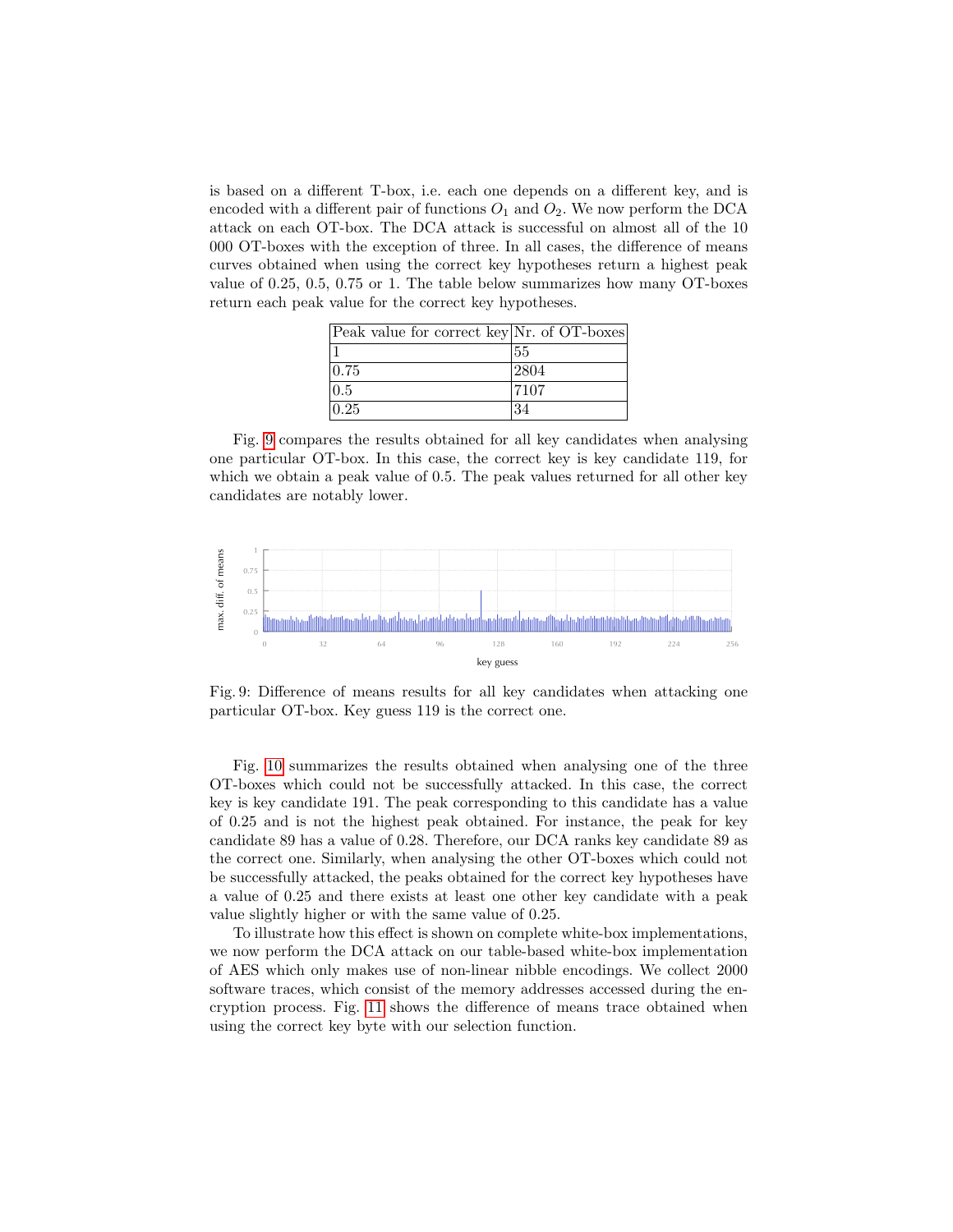is based on a different T-box, i.e. each one depends on a different key, and is encoded with a different pair of functions $O_1$ and $O_2$. We now perform the DCA attack on each OT-box. The DCA attack is successful on almost all of the 10 000 OT-boxes with the exception of three. In all cases, the difference of means curves obtained when using the correct key hypotheses return a highest peak value of 0.25, 0.5, 0.75 or 1. The table below summarizes how many OT-boxes return each peak value for the correct key hypotheses.

| Peak value for correct key | Nr. of OT-boxes |
|---|---|
| 1 | 55 |
| 0.75 | 2804 |
| 0.5 | 7107 |
| 0.25 | 34 |

Fig. 9 compares the results obtained for all key candidates when analysing one particular OT-box. In this case, the correct key is key candidate 119, for which we obtain a peak value of 0.5. The peak values returned for all other key candidates are notably lower.

Fig. 9: Difference of means results for all key candidates when attacking one particular OT-box. Key guess 119 is the correct one.

Fig. 10 summarizes the results obtained when analysing one of the three OT-boxes which could not be successfully attacked. In this case, the correct key is key candidate 191. The peak corresponding to this candidate has a value of 0.25 and is not the highest peak obtained. For instance, the peak for key candidate 89 has a value of 0.28. Therefore, our DCA ranks key candidate 89 as the correct one. Similarly, when analysing the other OT-boxes which could not be successfully attacked, the peaks obtained for the correct key hypotheses have a value of 0.25 and there exists at least one other key candidate with a peak value slightly higher or with the same value of 0.25.

To illustrate how this effect is shown on complete white-box implementations, we now perform the DCA attack on our table-based white-box implementation of AES which only makes use of non-linear nibble encodings. We collect 2000 software traces, which consist of the memory addresses accessed during the encryption process. Fig. 11 shows the difference of means trace obtained when using the correct key byte with our selection function.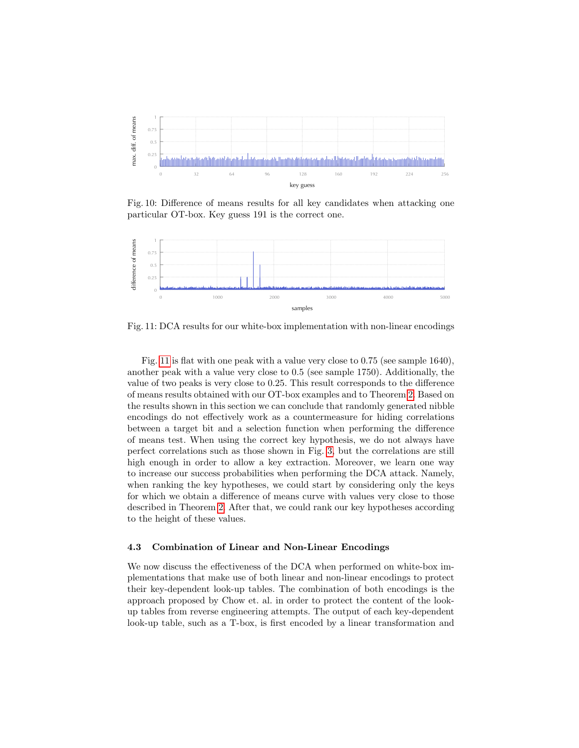Fig. 10: Difference of means results for all key candidates when attacking one particular OT-box. Key guess 191 is the correct one.

Fig. 11: DCA results for our white-box implementation with non-linear encodings

Fig. 11 is flat with one peak with a value very close to 0.75 (see sample 1640), another peak with a value very close to 0.5 (see sample 1750). Additionally, the value of two peaks is very close to 0.25. This result corresponds to the difference of means results obtained with our OT-box examples and to Theorem 2. Based on the results shown in this section we can conclude that randomly generated nibble encodings do not effectively work as a countermeasure for hiding correlations between a target bit and a selection function when performing the difference of means test. When using the correct key hypothesis, we do not always have perfect correlations such as those shown in Fig. 3, but the correlations are still high enough in order to allow a key extraction. Moreover, we learn one way to increase our success probabilities when performing the DCA attack. Namely, when ranking the key hypotheses, we could start by considering only the keys for which we obtain a difference of means curve with values very close to those described in Theorem 2. After that, we could rank our key hypotheses according to the height of these values.

### 4.3 Combination of Linear and Non-Linear Encodings

We now discuss the effectiveness of the DCA when performed on white-box implementations that make use of both linear and non-linear encodings to protect their key-dependent look-up tables. The combination of both encodings is the approach proposed by Chow et. al. in order to protect the content of the look-up tables from reverse engineering attempts. The output of each key-dependent look-up table, such as a T-box, is first encoded by a linear transformation and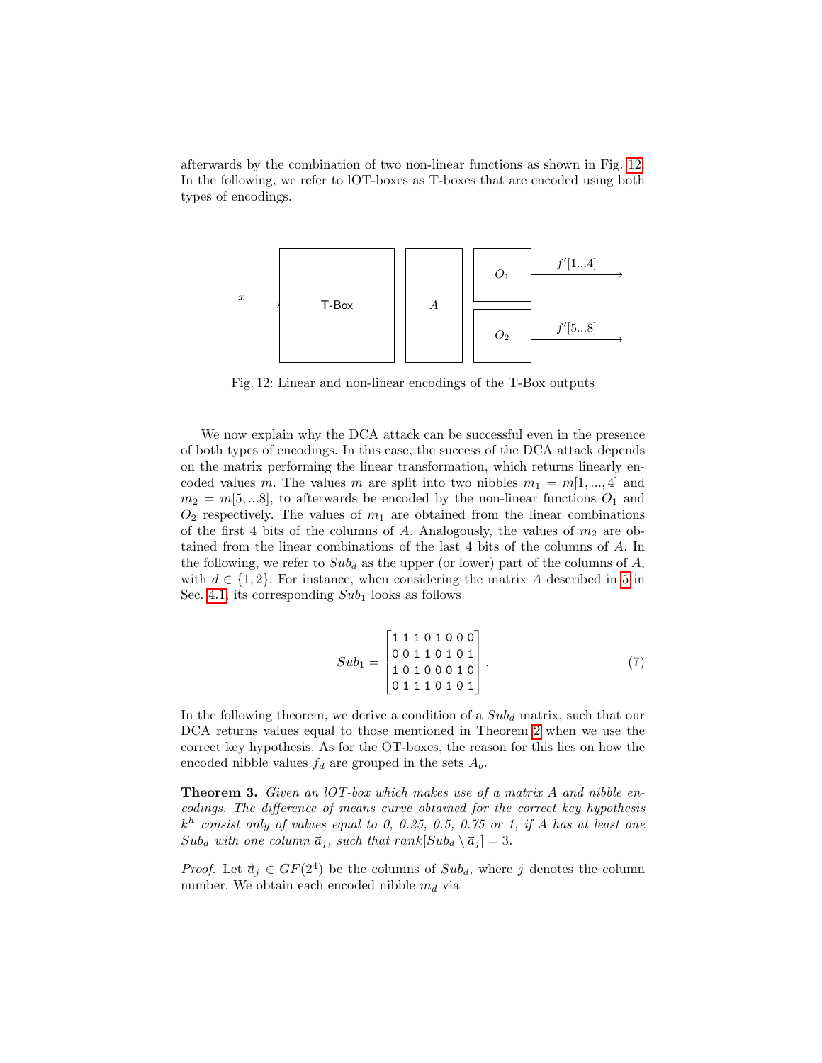afterwards by the combination of two non-linear functions as shown in Fig. 12. In the following, we refer to lOT-boxes as T-boxes that are encoded using both types of encodings.

Fig. 12: Linear and non-linear encodings of the T-Box outputs

We now explain why the DCA attack can be successful even in the presence of both types of encodings. In this case, the success of the DCA attack depends on the matrix performing the linear transformation, which returns linearly encoded values $m$. The values $m$ are split into two nibbles $m_1 = m[1, ..., 4]$ and $m_2 = m[5, ...8]$, to afterwards be encoded by the non-linear functions $O_1$ and $O_2$ respectively. The values of $m_1$ are obtained from the linear combinations of the first 4 bits of the columns of $A$. Analogously, the values of $m_2$ are obtained from the linear combinations of the last 4 bits of the columns of $A$. In the following, we refer to $Sub_d$ as the upper (or lower) part of the columns of $A$, with $d \in \{1, 2\}$. For instance, when considering the matrix $A$ described in 5 in Sec. 4.1, its corresponding $Sub_1$ looks as follows

$$Sub_1 = \begin{bmatrix} 1\,1\,1\,0\,1\,0\,0\,0 \\ 0\,0\,1\,1\,0\,1\,0\,1 \\ 1\,0\,1\,0\,0\,0\,1\,0 \\ 0\,1\,1\,1\,0\,1\,0\,1 \end{bmatrix}. \tag{7}$$

In the following theorem, we derive a condition of a $Sub_d$ matrix, such that our DCA returns values equal to those mentioned in Theorem 2 when we use the correct key hypothesis. As for the OT-boxes, the reason for this lies on how the encoded nibble values $f_d$ are grouped in the sets $A_b$.

**Theorem 3.** *Given an lOT-box which makes use of a matrix $A$ and nibble encodings. The difference of means curve obtained for the correct key hypothesis $k^h$ consist only of values equal to 0, 0.25, 0.5, 0.75 or 1, if $A$ has at least one $Sub_d$ with one column $\vec{a}_j$, such that $rank[Sub_d \setminus \vec{a}_j] = 3$.*

*Proof.* Let $\vec{a}_j \in GF(2^4)$ be the columns of $Sub_d$, where $j$ denotes the column number. We obtain each encoded nibble $m_d$ via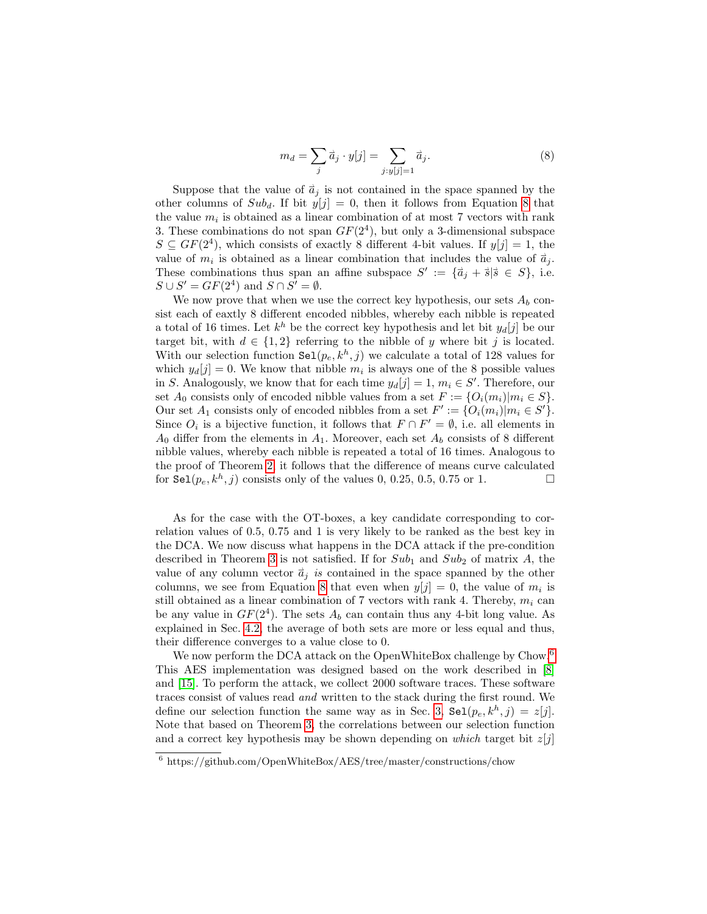$$m_d = \sum_j \vec{a}_j \cdot y[j] = \sum_{j:y[j]=1} \vec{a}_j. \tag{8}$$

Suppose that the value of $\vec{a}_j$ is not contained in the space spanned by the other columns of $Sub_d$. If bit $y[j] = 0$, then it follows from Equation 8 that the value $m_i$ is obtained as a linear combination of at most 7 vectors with rank 3. These combinations do not span $GF(2^4)$, but only a 3-dimensional subspace $S \subseteq GF(2^4)$, which consists of exactly 8 different 4-bit values. If $y[j] = 1$, the value of $m_i$ is obtained as a linear combination that includes the value of $\vec{a}_j$. These combinations thus span an affine subspace $S' := \{\vec{a}_j + \vec{s} | \vec{s} \in S\}$, i.e. $S \cup S' = GF(2^4)$ and $S \cap S' = \emptyset$.

We now prove that when we use the correct key hypothesis, our sets $A_b$ consist each of eaxtly 8 different encoded nibbles, whereby each nibble is repeated a total of 16 times. Let $k^h$ be the correct key hypothesis and let bit $y_d[j]$ be our target bit, with $d \in \{1, 2\}$ referring to the nibble of $y$ where bit $j$ is located. With our selection function $\texttt{Sel}(p_e, k^h, j)$ we calculate a total of 128 values for which $y_d[j] = 0$. We know that nibble $m_i$ is always one of the 8 possible values in $S$. Analogously, we know that for each time $y_d[j] = 1$, $m_i \in S'$. Therefore, our set $A_0$ consists only of encoded nibble values from a set $F := \{O_i(m_i) | m_i \in S\}$. Our set $A_1$ consists only of encoded nibbles from a set $F' := \{O_i(m_i) | m_i \in S'\}$. Since $O_i$ is a bijective function, it follows that $F \cap F' = \emptyset$, i.e. all elements in $A_0$ differ from the elements in $A_1$. Moreover, each set $A_b$ consists of 8 different nibble values, whereby each nibble is repeated a total of 16 times. Analogous to the proof of Theorem 2, it follows that the difference of means curve calculated for $\texttt{Sel}(p_e, k^h, j)$ consists only of the values 0, 0.25, 0.5, 0.75 or 1. □

As for the case with the OT-boxes, a key candidate corresponding to correlation values of 0.5, 0.75 and 1 is very likely to be ranked as the best key in the DCA. We now discuss what happens in the DCA attack if the pre-condition described in Theorem 3 is not satisfied. If for $Sub_1$ and $Sub_2$ of matrix $A$, the value of any column vector $\vec{a}_j$ *is* contained in the space spanned by the other columns, we see from Equation 8 that even when $y[j] = 0$, the value of $m_i$ is still obtained as a linear combination of 7 vectors with rank 4. Thereby, $m_i$ can be any value in $GF(2^4)$. The sets $A_b$ can contain thus any 4-bit long value. As explained in Sec. 4.2, the average of both sets are more or less equal and thus, their difference converges to a value close to 0.

We now perform the DCA attack on the OpenWhiteBox challenge by Chow.[6] This AES implementation was designed based on the work described in [8] and [15]. To perform the attack, we collect 2000 software traces. These software traces consist of values read *and* written to the stack during the first round. We define our selection function the same way as in Sec. 3, $\texttt{Sel}(p_e, k^h, j) = z[j]$. Note that based on Theorem 3, the correlations between our selection function and a correct key hypothesis may be shown depending on *which* target bit $z[j]$

[6] https://github.com/OpenWhiteBox/AES/tree/master/constructions/chow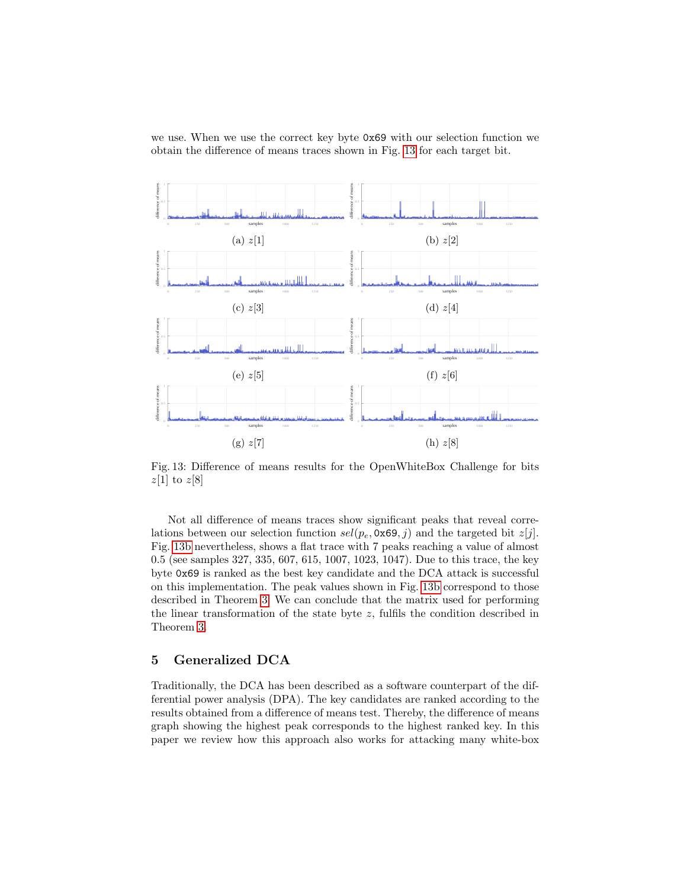we use. When we use the correct key byte `0x69` with our selection function we obtain the difference of means traces shown in Fig. 13 for each target bit.

(a) $z[1]$

(b) $z[2]$

(c) $z[3]$

(d) $z[4]$

(e) $z[5]$

(f) $z[6]$

(g) $z[7]$

(h) $z[8]$

Fig. 13: Difference of means results for the OpenWhiteBox Challenge for bits $z[1]$ to $z[8]$

Not all difference of means traces show significant peaks that reveal correlations between our selection function $sel(p_e, \texttt{0x69}, j)$ and the targeted bit $z[j]$. Fig. 13b nevertheless, shows a flat trace with 7 peaks reaching a value of almost 0.5 (see samples 327, 335, 607, 615, 1007, 1023, 1047). Due to this trace, the key byte `0x69` is ranked as the best key candidate and the DCA attack is successful on this implementation. The peak values shown in Fig. 13b correspond to those described in Theorem 3. We can conclude that the matrix used for performing the linear transformation of the state byte $z$, fulfils the condition described in Theorem 3.

## 5 Generalized DCA

Traditionally, the DCA has been described as a software counterpart of the differential power analysis (DPA). The key candidates are ranked according to the results obtained from a difference of means test. Thereby, the difference of means graph showing the highest peak corresponds to the highest ranked key. In this paper we review how this approach also works for attacking many white-box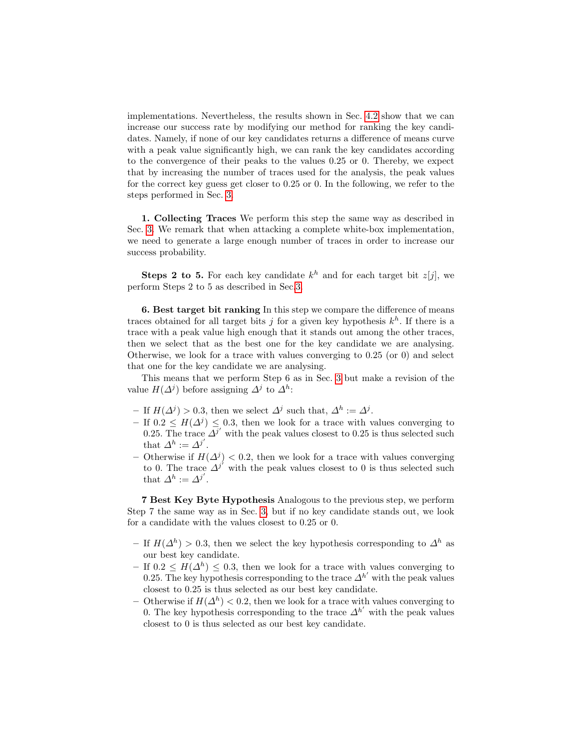implementations. Nevertheless, the results shown in Sec. 4.2 show that we can increase our success rate by modifying our method for ranking the key candidates. Namely, if none of our key candidates returns a difference of means curve with a peak value significantly high, we can rank the key candidates according to the convergence of their peaks to the values 0.25 or 0. Thereby, we expect that by increasing the number of traces used for the analysis, the peak values for the correct key guess get closer to 0.25 or 0. In the following, we refer to the steps performed in Sec. 3.

**1. Collecting Traces** We perform this step the same way as described in Sec. 3. We remark that when attacking a complete white-box implementation, we need to generate a large enough number of traces in order to increase our success probability.

**Steps 2 to 5.** For each key candidate $k^h$ and for each target bit $z[j]$, we perform Steps 2 to 5 as described in Sec. 3.

**6. Best target bit ranking** In this step we compare the difference of means traces obtained for all target bits $j$ for a given key hypothesis $k^h$. If there is a trace with a peak value high enough that it stands out among the other traces, then we select that as the best one for the key candidate we are analysing. Otherwise, we look for a trace with values converging to 0.25 (or 0) and select that one for the key candidate we are analysing.

This means that we perform Step 6 as in Sec. 3 but make a revision of the value $H(\Delta^j)$ before assigning $\Delta^j$ to $\Delta^h$:

- If $H(\Delta^j) > 0.3$, then we select $\Delta^j$ such that, $\Delta^h := \Delta^j$.
- If $0.2 \leq H(\Delta^j) \leq 0.3$, then we look for a trace with values converging to 0.25. The trace $\Delta^{j'}$ with the peak values closest to 0.25 is thus selected such that $\Delta^h := \Delta^{j'}$.
- Otherwise if $H(\Delta^j) < 0.2$, then we look for a trace with values converging to 0. The trace $\Delta^{j'}$ with the peak values closest to 0 is thus selected such that $\Delta^h := \Delta^{j'}$.

**7 Best Key Byte Hypothesis** Analogous to the previous step, we perform Step 7 the same way as in Sec. 3, but if no key candidate stands out, we look for a candidate with the values closest to 0.25 or 0.

- If $H(\Delta^h) > 0.3$, then we select the key hypothesis corresponding to $\Delta^h$ as our best key candidate.
- If $0.2 \leq H(\Delta^h) \leq 0.3$, then we look for a trace with values converging to 0.25. The key hypothesis corresponding to the trace $\Delta^{h'}$ with the peak values closest to 0.25 is thus selected as our best key candidate.
- Otherwise if $H(\Delta^h) < 0.2$, then we look for a trace with values converging to 0. The key hypothesis corresponding to the trace $\Delta^{h'}$ with the peak values closest to 0 is thus selected as our best key candidate.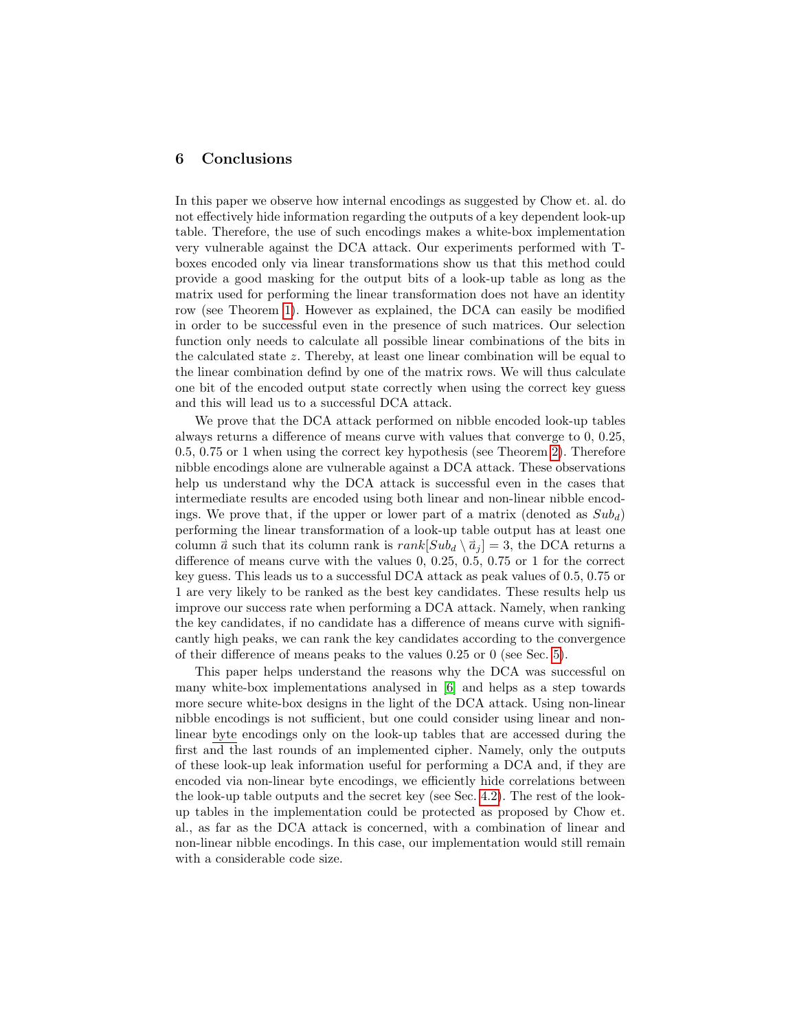## 6 Conclusions

In this paper we observe how internal encodings as suggested by Chow et. al. do not effectively hide information regarding the outputs of a key dependent look-up table. Therefore, the use of such encodings makes a white-box implementation very vulnerable against the DCA attack. Our experiments performed with T-boxes encoded only via linear transformations show us that this method could provide a good masking for the output bits of a look-up table as long as the matrix used for performing the linear transformation does not have an identity row (see Theorem 1). However as explained, the DCA can easily be modified in order to be successful even in the presence of such matrices. Our selection function only needs to calculate all possible linear combinations of the bits in the calculated state $z$. Thereby, at least one linear combination will be equal to the linear combination defind by one of the matrix rows. We will thus calculate one bit of the encoded output state correctly when using the correct key guess and this will lead us to a successful DCA attack.

We prove that the DCA attack performed on nibble encoded look-up tables always returns a difference of means curve with values that converge to 0, 0.25, 0.5, 0.75 or 1 when using the correct key hypothesis (see Theorem 2). Therefore nibble encodings alone are vulnerable against a DCA attack. These observations help us understand why the DCA attack is successful even in the cases that intermediate results are encoded using both linear and non-linear nibble encodings. We prove that, if the upper or lower part of a matrix (denoted as $Sub_d$) performing the linear transformation of a look-up table output has at least one column $\vec{a}$ such that its column rank is $rank[Sub_d \setminus \vec{a}_j] = 3$, the DCA returns a difference of means curve with the values 0, 0.25, 0.5, 0.75 or 1 for the correct key guess. This leads us to a successful DCA attack as peak values of 0.5, 0.75 or 1 are very likely to be ranked as the best key candidates. These results help us improve our success rate when performing a DCA attack. Namely, when ranking the key candidates, if no candidate has a difference of means curve with significantly high peaks, we can rank the key candidates according to the convergence of their difference of means peaks to the values 0.25 or 0 (see Sec. 5).

This paper helps understand the reasons why the DCA was successful on many white-box implementations analysed in [6] and helps as a step towards more secure white-box designs in the light of the DCA attack. Using non-linear nibble encodings is not sufficient, but one could consider using linear and non-linear byte encodings only on the look-up tables that are accessed during the first and the last rounds of an implemented cipher. Namely, only the outputs of these look-up leak information useful for performing a DCA and, if they are encoded via non-linear byte encodings, we efficiently hide correlations between the look-up table outputs and the secret key (see Sec. 4.2). The rest of the look-up tables in the implementation could be protected as proposed by Chow et. al., as far as the DCA attack is concerned, with a combination of linear and non-linear nibble encodings. In this case, our implementation would still remain with a considerable code size.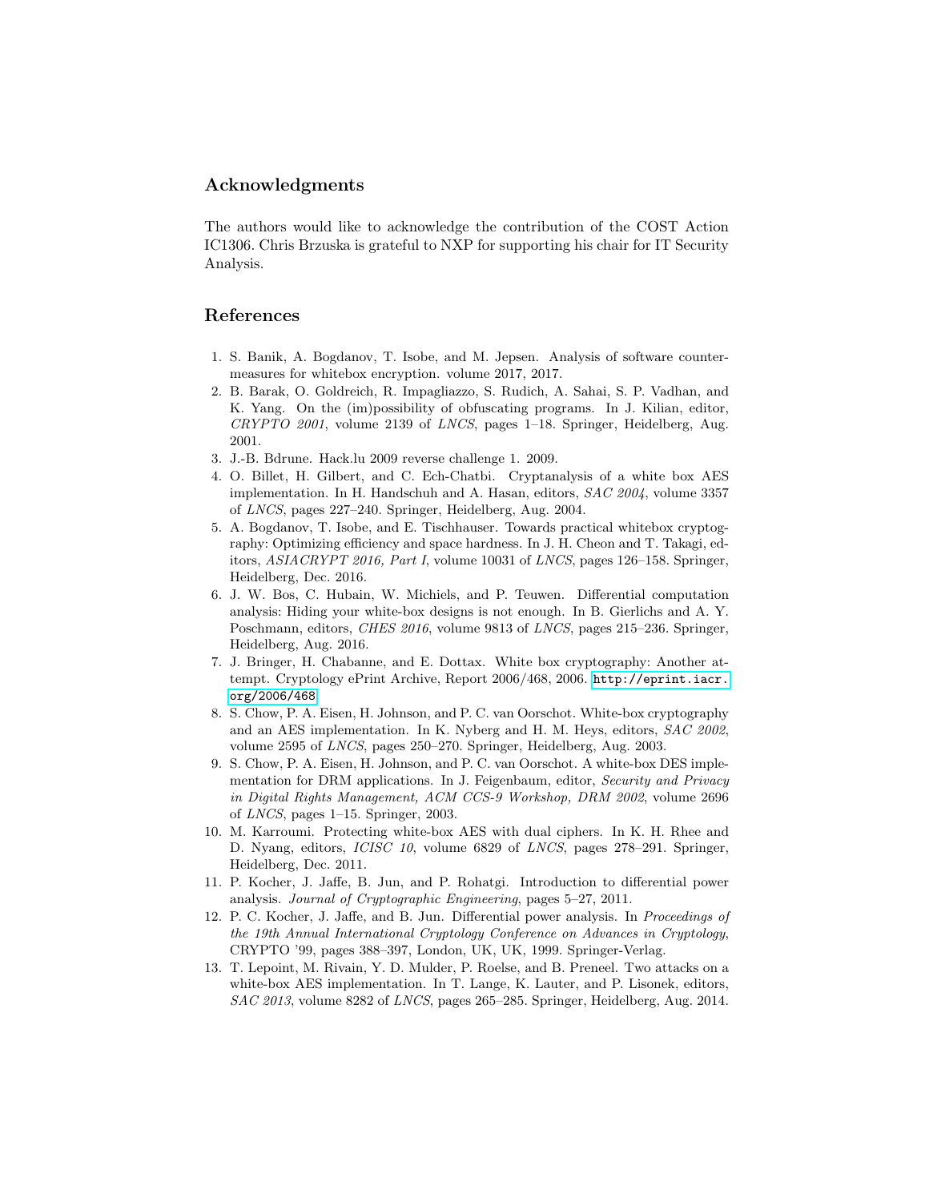## Acknowledgments

The authors would like to acknowledge the contribution of the COST Action IC1306. Chris Brzuska is grateful to NXP for supporting his chair for IT Security Analysis.

## References

1. S. Banik, A. Bogdanov, T. Isobe, and M. Jepsen. Analysis of software countermeasures for whitebox encryption. volume 2017, 2017.
2. B. Barak, O. Goldreich, R. Impagliazzo, S. Rudich, A. Sahai, S. P. Vadhan, and K. Yang. On the (im)possibility of obfuscating programs. In J. Kilian, editor, *CRYPTO 2001*, volume 2139 of *LNCS*, pages 1–18. Springer, Heidelberg, Aug. 2001.
3. J.-B. Bdrune. Hack.lu 2009 reverse challenge 1. 2009.
4. O. Billet, H. Gilbert, and C. Ech-Chatbi. Cryptanalysis of a white box AES implementation. In H. Handschuh and A. Hasan, editors, *SAC 2004*, volume 3357 of *LNCS*, pages 227–240. Springer, Heidelberg, Aug. 2004.
5. A. Bogdanov, T. Isobe, and E. Tischhauser. Towards practical whitebox cryptography: Optimizing efficiency and space hardness. In J. H. Cheon and T. Takagi, editors, *ASIACRYPT 2016, Part I*, volume 10031 of *LNCS*, pages 126–158. Springer, Heidelberg, Dec. 2016.
6. J. W. Bos, C. Hubain, W. Michiels, and P. Teuwen. Differential computation analysis: Hiding your white-box designs is not enough. In B. Gierlichs and A. Y. Poschmann, editors, *CHES 2016*, volume 9813 of *LNCS*, pages 215–236. Springer, Heidelberg, Aug. 2016.
7. J. Bringer, H. Chabanne, and E. Dottax. White box cryptography: Another attempt. Cryptology ePrint Archive, Report 2006/468, 2006. http://eprint.iacr.org/2006/468.
8. S. Chow, P. A. Eisen, H. Johnson, and P. C. van Oorschot. White-box cryptography and an AES implementation. In K. Nyberg and H. M. Heys, editors, *SAC 2002*, volume 2595 of *LNCS*, pages 250–270. Springer, Heidelberg, Aug. 2003.
9. S. Chow, P. A. Eisen, H. Johnson, and P. C. van Oorschot. A white-box DES implementation for DRM applications. In J. Feigenbaum, editor, *Security and Privacy in Digital Rights Management, ACM CCS-9 Workshop, DRM 2002*, volume 2696 of *LNCS*, pages 1–15. Springer, 2003.
10. M. Karroumi. Protecting white-box AES with dual ciphers. In K. H. Rhee and D. Nyang, editors, *ICISC 10*, volume 6829 of *LNCS*, pages 278–291. Springer, Heidelberg, Dec. 2011.
11. P. Kocher, J. Jaffe, B. Jun, and P. Rohatgi. Introduction to differential power analysis. *Journal of Cryptographic Engineering*, pages 5–27, 2011.
12. P. C. Kocher, J. Jaffe, and B. Jun. Differential power analysis. In *Proceedings of the 19th Annual International Cryptology Conference on Advances in Cryptology*, CRYPTO '99, pages 388–397, London, UK, UK, 1999. Springer-Verlag.
13. T. Lepoint, M. Rivain, Y. D. Mulder, P. Roelse, and B. Preneel. Two attacks on a white-box AES implementation. In T. Lange, K. Lauter, and P. Lisonek, editors, *SAC 2013*, volume 8282 of *LNCS*, pages 265–285. Springer, Heidelberg, Aug. 2014.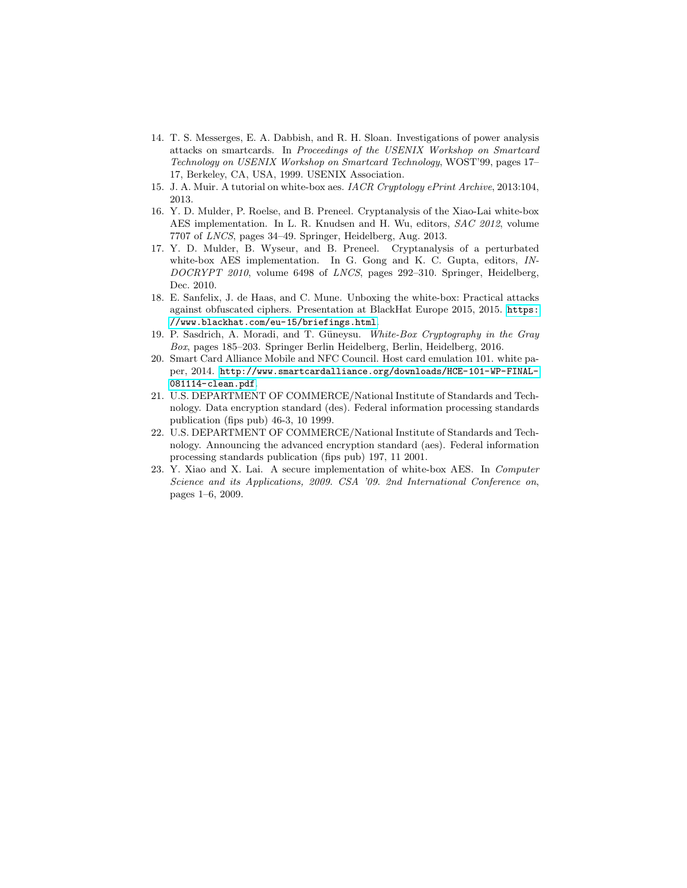14. T. S. Messerges, E. A. Dabbish, and R. H. Sloan. Investigations of power analysis attacks on smartcards. In *Proceedings of the USENIX Workshop on Smartcard Technology on USENIX Workshop on Smartcard Technology*, WOST'99, pages 17–17, Berkeley, CA, USA, 1999. USENIX Association.
15. J. A. Muir. A tutorial on white-box aes. *IACR Cryptology ePrint Archive*, 2013:104, 2013.
16. Y. D. Mulder, P. Roelse, and B. Preneel. Cryptanalysis of the Xiao-Lai white-box AES implementation. In L. R. Knudsen and H. Wu, editors, *SAC 2012*, volume 7707 of *LNCS*, pages 34–49. Springer, Heidelberg, Aug. 2013.
17. Y. D. Mulder, B. Wyseur, and B. Preneel. Cryptanalysis of a perturbated white-box AES implementation. In G. Gong and K. C. Gupta, editors, *INDOCRYPT 2010*, volume 6498 of *LNCS*, pages 292–310. Springer, Heidelberg, Dec. 2010.
18. E. Sanfelix, J. de Haas, and C. Mune. Unboxing the white-box: Practical attacks against obfuscated ciphers. Presentation at BlackHat Europe 2015, 2015. https://www.blackhat.com/eu-15/briefings.html.
19. P. Sasdrich, A. Moradi, and T. Güneysu. *White-Box Cryptography in the Gray Box*, pages 185–203. Springer Berlin Heidelberg, Berlin, Heidelberg, 2016.
20. Smart Card Alliance Mobile and NFC Council. Host card emulation 101. white paper, 2014. http://www.smartcardalliance.org/downloads/HCE-101-WP-FINAL-081114-clean.pdf.
21. U.S. DEPARTMENT OF COMMERCE/National Institute of Standards and Technology. Data encryption standard (des). Federal information processing standards publication (fips pub) 46-3, 10 1999.
22. U.S. DEPARTMENT OF COMMERCE/National Institute of Standards and Technology. Announcing the advanced encryption standard (aes). Federal information processing standards publication (fips pub) 197, 11 2001.
23. Y. Xiao and X. Lai. A secure implementation of white-box AES. In *Computer Science and its Applications, 2009. CSA '09. 2nd International Conference on*, pages 1–6, 2009.